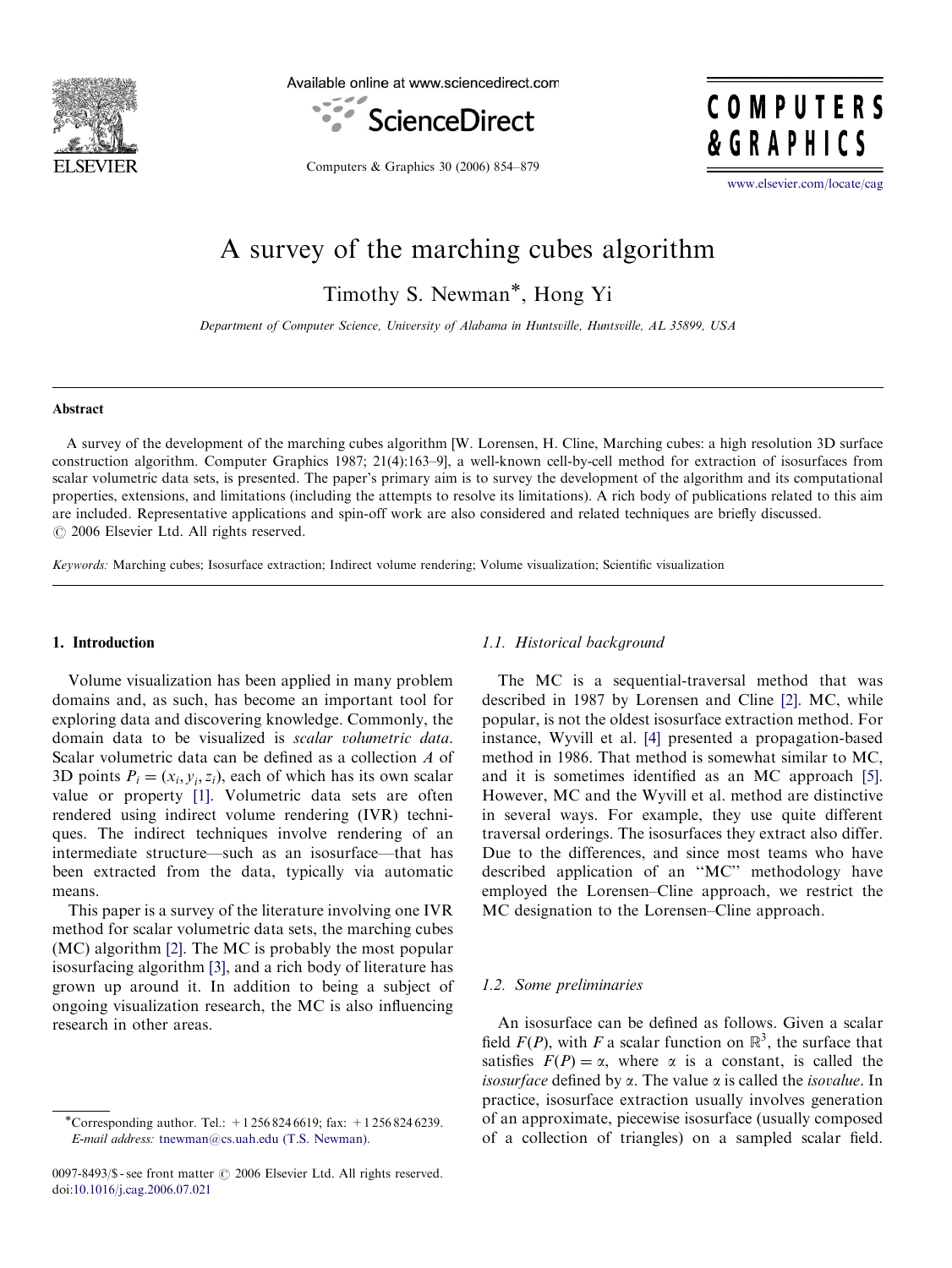# A survey of the marching cubes algorithm

Timothy S. Newman*, Hong Yi

*Department of Computer Science, University of Alabama in Huntsville, Huntsville, AL 35899, USA*

## Abstract

A survey of the development of the marching cubes algorithm [W. Lorensen, H. Cline, Marching cubes: a high resolution 3D surface construction algorithm. Computer Graphics 1987; 21(4):163–9], a well-known cell-by-cell method for extraction of isosurfaces from scalar volumetric data sets, is presented. The paper's primary aim is to survey the development of the algorithm and its computational properties, extensions, and limitations (including the attempts to resolve its limitations). A rich body of publications related to this aim are included. Representative applications and spin-off work are also considered and related techniques are briefly discussed.
© 2006 Elsevier Ltd. All rights reserved.

*Keywords:* Marching cubes; Isosurface extraction; Indirect volume rendering; Volume visualization; Scientific visualization

## 1. Introduction

Volume visualization has been applied in many problem domains and, as such, has become an important tool for exploring data and discovering knowledge. Commonly, the domain data to be visualized is *scalar volumetric data*. Scalar volumetric data can be defined as a collection $A$ of 3D points $P_i = (x_i, y_i, z_i)$, each of which has its own scalar value or property [1]. Volumetric data sets are often rendered using indirect volume rendering (IVR) techniques. The indirect techniques involve rendering of an intermediate structure—such as an isosurface—that has been extracted from the data, typically via automatic means.

This paper is a survey of the literature involving one IVR method for scalar volumetric data sets, the marching cubes (MC) algorithm [2]. The MC is probably the most popular isosurfacing algorithm [3], and a rich body of literature has grown up around it. In addition to being a subject of ongoing visualization research, the MC is also influencing research in other areas.

### 1.1. Historical background

The MC is a sequential-traversal method that was described in 1987 by Lorensen and Cline [2]. MC, while popular, is not the oldest isosurface extraction method. For instance, Wyvill et al. [4] presented a propagation-based method in 1986. That method is somewhat similar to MC, and it is sometimes identified as an MC approach [5]. However, MC and the Wyvill et al. method are distinctive in several ways. For example, they use quite different traversal orderings. The isosurfaces they extract also differ. Due to the differences, and since most teams who have described application of an "MC" methodology have employed the Lorensen–Cline approach, we restrict the MC designation to the Lorensen–Cline approach.

### 1.2. Some preliminaries

An isosurface can be defined as follows. Given a scalar field $F(P)$, with $F$ a scalar function on $\mathbb{R}^3$, the surface that satisfies $F(P) = \alpha$, where $\alpha$ is a constant, is called the *isosurface* defined by $\alpha$. The value $\alpha$ is called the *isovalue*. In practice, isosurface extraction usually involves generation of an approximate, piecewise isosurface (usually composed of a collection of triangles) on a sampled scalar field.

*Corresponding author. Tel.: +1 256 824 6619; fax: +1 256 824 6239.
*E-mail address:* tnewman@cs.uah.edu (T.S. Newman).

0097-8493/$ - see front matter © 2006 Elsevier Ltd. All rights reserved.
doi:10.1016/j.cag.2006.07.021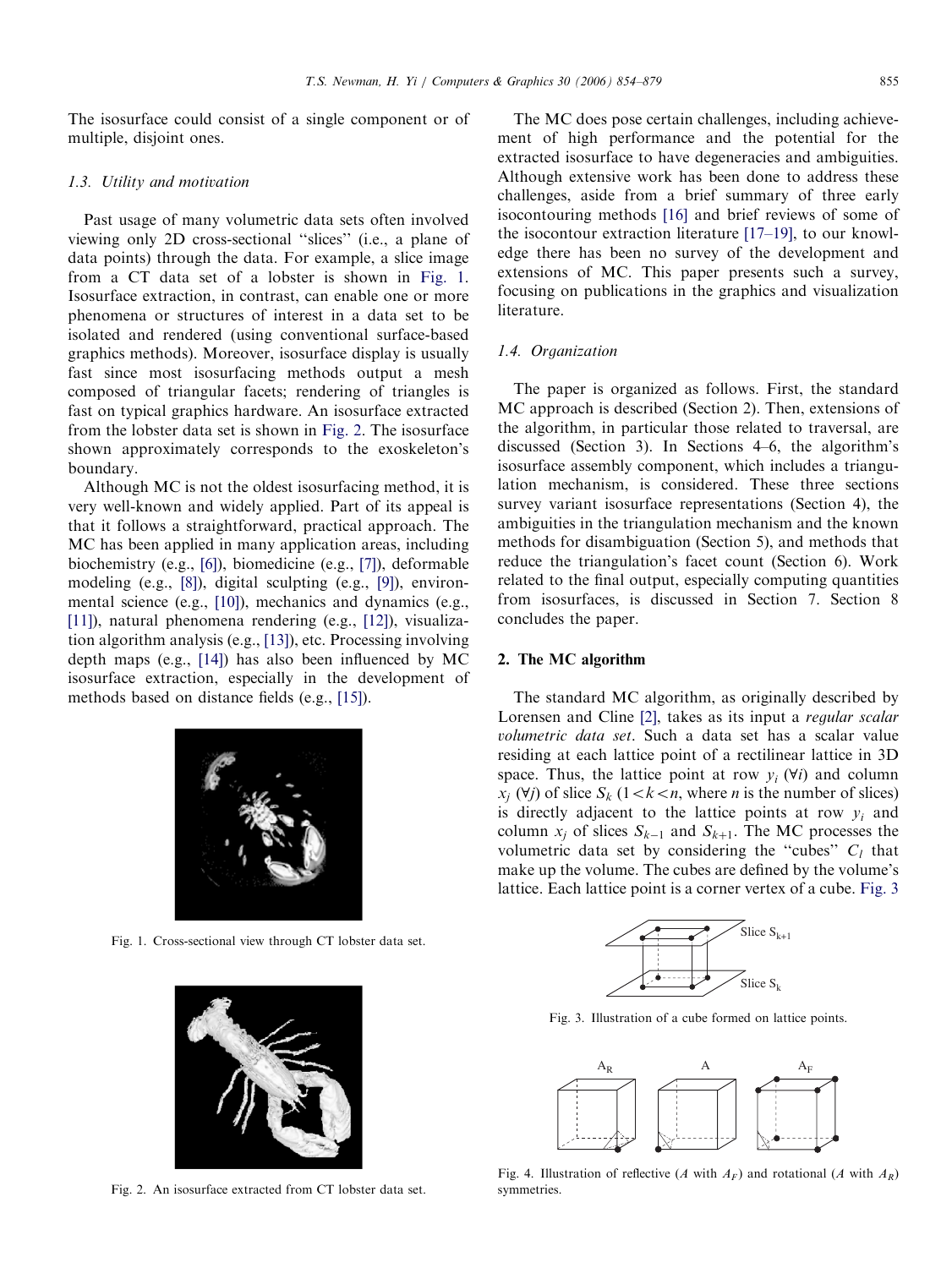The isosurface could consist of a single component or of multiple, disjoint ones.

### 1.3. Utility and motivation

Past usage of many volumetric data sets often involved viewing only 2D cross-sectional "slices" (i.e., a plane of data points) through the data. For example, a slice image from a CT data set of a lobster is shown in Fig. 1. Isosurface extraction, in contrast, can enable one or more phenomena or structures of interest in a data set to be isolated and rendered (using conventional surface-based graphics methods). Moreover, isosurface display is usually fast since most isosurfacing methods output a mesh composed of triangular facets; rendering of triangles is fast on typical graphics hardware. An isosurface extracted from the lobster data set is shown in Fig. 2. The isosurface shown approximately corresponds to the exoskeleton's boundary.

Although MC is not the oldest isosurfacing method, it is very well-known and widely applied. Part of its appeal is that it follows a straightforward, practical approach. The MC has been applied in many application areas, including biochemistry (e.g., [6]), biomedicine (e.g., [7]), deformable modeling (e.g., [8]), digital sculpting (e.g., [9]), environmental science (e.g., [10]), mechanics and dynamics (e.g., [11]), natural phenomena rendering (e.g., [12]), visualization algorithm analysis (e.g., [13]), etc. Processing involving depth maps (e.g., [14]) has also been influenced by MC isosurface extraction, especially in the development of methods based on distance fields (e.g., [15]).

Fig. 1. Cross-sectional view through CT lobster data set.

Fig. 2. An isosurface extracted from CT lobster data set.

The MC does pose certain challenges, including achievement of high performance and the potential for the extracted isosurface to have degeneracies and ambiguities. Although extensive work has been done to address these challenges, aside from a brief summary of three early isocontouring methods [16] and brief reviews of some of the isocontour extraction literature [17–19], to our knowledge there has been no survey of the development and extensions of MC. This paper presents such a survey, focusing on publications in the graphics and visualization literature.

### 1.4. Organization

The paper is organized as follows. First, the standard MC approach is described (Section 2). Then, extensions of the algorithm, in particular those related to traversal, are discussed (Section 3). In Sections 4–6, the algorithm's isosurface assembly component, which includes a triangulation mechanism, is considered. These three sections survey variant isosurface representations (Section 4), the ambiguities in the triangulation mechanism and the known methods for disambiguation (Section 5), and methods that reduce the triangulation's facet count (Section 6). Work related to the final output, especially computing quantities from isosurfaces, is discussed in Section 7. Section 8 concludes the paper.

## 2. The MC algorithm

The standard MC algorithm, as originally described by Lorensen and Cline [2], takes as its input a *regular scalar volumetric data set*. Such a data set has a scalar value residing at each lattice point of a rectilinear lattice in 3D space. Thus, the lattice point at row $y_i$ ($\forall i$) and column $x_j$ ($\forall j$) of slice $S_k$ ($1<k<n$, where $n$ is the number of slices) is directly adjacent to the lattice points at row $y_i$ and column $x_j$ of slices $S_{k-1}$ and $S_{k+1}$. The MC processes the volumetric data set by considering the "cubes" $C_l$ that make up the volume. The cubes are defined by the volume's lattice. Each lattice point is a corner vertex of a cube. Fig. 3

Slice $S_{k+1}$

Slice $S_k$

Fig. 3. Illustration of a cube formed on lattice points.

$A_R$ $A$ $A_F$

Fig. 4. Illustration of reflective ($A$ with $A_F$) and rotational ($A$ with $A_R$) symmetries.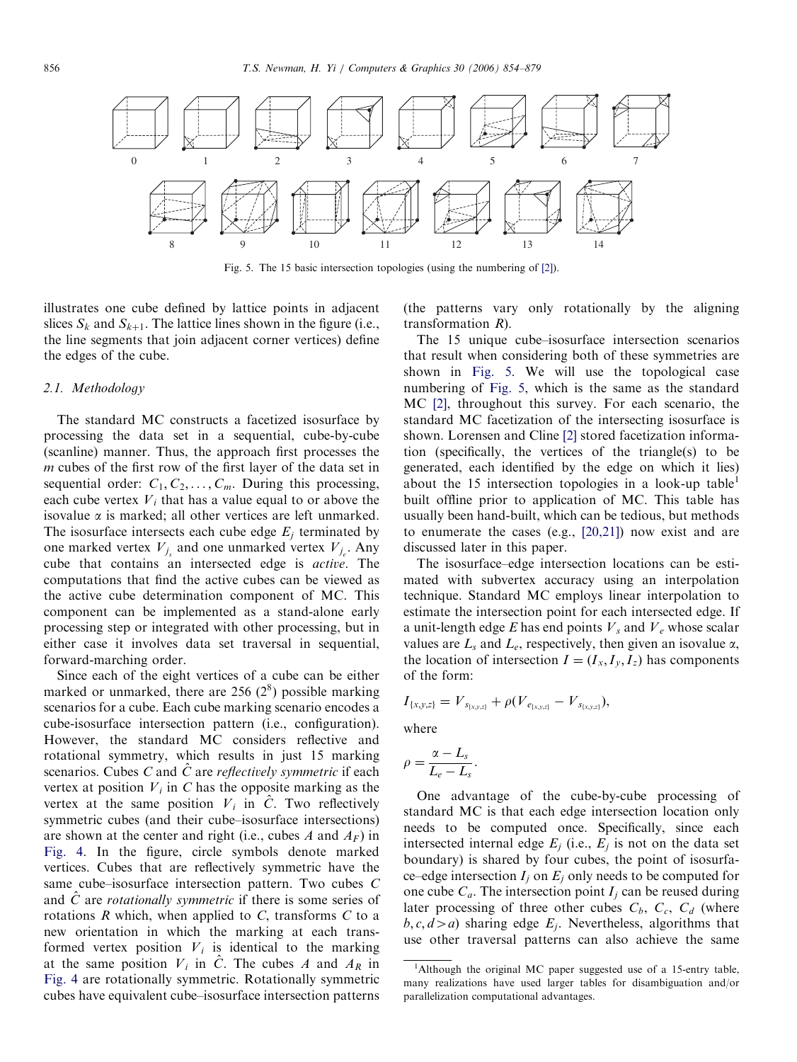Fig. 5. The 15 basic intersection topologies (using the numbering of [2]).

illustrates one cube defined by lattice points in adjacent slices $S_k$ and $S_{k+1}$. The lattice lines shown in the figure (i.e., the line segments that join adjacent corner vertices) define the edges of the cube.

### 2.1. Methodology

The standard MC constructs a facetized isosurface by processing the data set in a sequential, cube-by-cube (scanline) manner. Thus, the approach first processes the $m$ cubes of the first row of the first layer of the data set in sequential order: $C_1, C_2, \ldots, C_m$. During this processing, each cube vertex $V_i$ that has a value equal to or above the isovalue $\alpha$ is marked; all other vertices are left unmarked. The isosurface intersects each cube edge $E_j$ terminated by one marked vertex $V_{j_s}$ and one unmarked vertex $V_{j_e}$. Any cube that contains an intersected edge is *active*. The computations that find the active cubes can be viewed as the active cube determination component of MC. This component can be implemented as a stand-alone early processing step or integrated with other processing, but in either case it involves data set traversal in sequential, forward-marching order.

Since each of the eight vertices of a cube can be either marked or unmarked, there are 256 ($2^8$) possible marking scenarios for a cube. Each cube marking scenario encodes a cube-isosurface intersection pattern (i.e., configuration). However, the standard MC considers reflective and rotational symmetry, which results in just 15 marking scenarios. Cubes $C$ and $\hat{C}$ are *reflectively symmetric* if each vertex at position $V_i$ in $C$ has the opposite marking as the vertex at the same position $V_i$ in $\hat{C}$. Two reflectively symmetric cubes (and their cube–isosurface intersections) are shown at the center and right (i.e., cubes $A$ and $A_F$) in Fig. 4. In the figure, circle symbols denote marked vertices. Cubes that are reflectively symmetric have the same cube–isosurface intersection pattern. Two cubes $C$ and $\hat{C}$ are *rotationally symmetric* if there is some series of rotations $R$ which, when applied to $C$, transforms $C$ to a new orientation in which the marking at each transformed vertex position $V_i$ is identical to the marking at the same position $V_i$ in $\hat{C}$. The cubes $A$ and $A_R$ in Fig. 4 are rotationally symmetric. Rotationally symmetric cubes have equivalent cube–isosurface intersection patterns (the patterns vary only rotationally by the aligning transformation $R$).

The 15 unique cube–isosurface intersection scenarios that result when considering both of these symmetries are shown in Fig. 5. We will use the topological case numbering of Fig. 5, which is the same as the standard MC [2], throughout this survey. For each scenario, the standard MC facetization of the intersecting isosurface is shown. Lorensen and Cline [2] stored facetization information (specifically, the vertices of the triangle(s) to be generated, each identified by the edge on which it lies) about the 15 intersection topologies in a look-up table[1] built offline prior to application of MC. This table has usually been hand-built, which can be tedious, but methods to enumerate the cases (e.g., [20,21]) now exist and are discussed later in this paper.

The isosurface–edge intersection locations can be estimated with subvertex accuracy using an interpolation technique. Standard MC employs linear interpolation to estimate the intersection point for each intersected edge. If a unit-length edge $E$ has end points $V_s$ and $V_e$ whose scalar values are $L_s$ and $L_e$, respectively, then given an isovalue $\alpha$, the location of intersection $I = (I_x, I_y, I_z)$ has components of the form:

$$I_{\{x,y,z\}} = V_{s_{\{x,y,z\}}} + \rho(V_{e_{\{x,y,z\}}} - V_{s_{\{x,y,z\}}}),$$

where

$$\rho = \frac{\alpha - L_s}{L_e - L_s}.$$

One advantage of the cube-by-cube processing of standard MC is that each edge intersection location only needs to be computed once. Specifically, since each intersected internal edge $E_j$ (i.e., $E_j$ is not on the data set boundary) is shared by four cubes, the point of isosurface–edge intersection $I_j$ on $E_j$ only needs to be computed for one cube $C_a$. The intersection point $I_j$ can be reused during later processing of three other cubes $C_b$, $C_c$, $C_d$ (where $b, c, d > a$) sharing edge $E_j$. Nevertheless, algorithms that use other traversal patterns can also achieve the same

[1] Although the original MC paper suggested use of a 15-entry table, many realizations have used larger tables for disambiguation and/or parallelization computational advantages.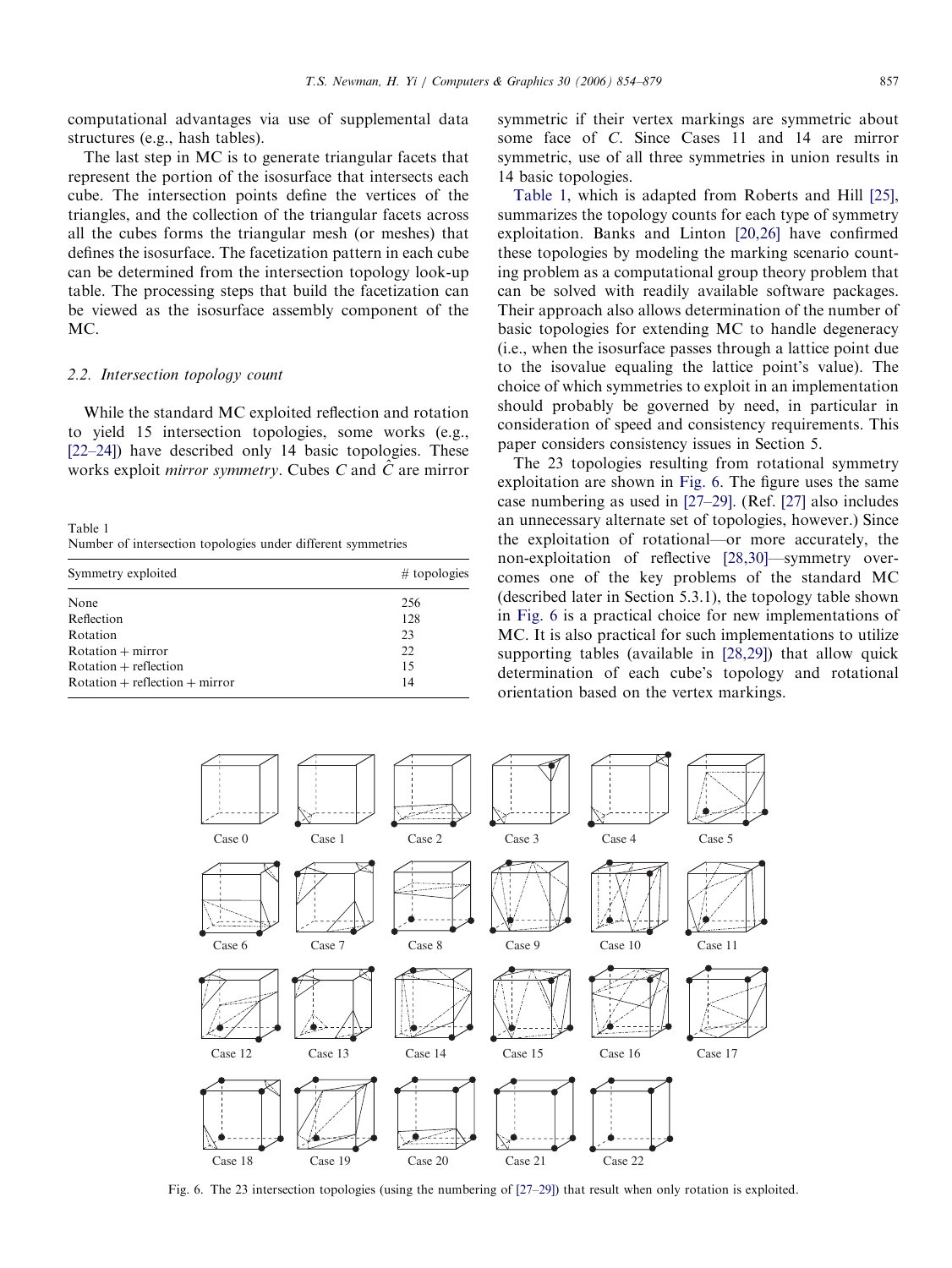computational advantages via use of supplemental data structures (e.g., hash tables).

The last step in MC is to generate triangular facets that represent the portion of the isosurface that intersects each cube. The intersection points define the vertices of the triangles, and the collection of the triangular facets across all the cubes forms the triangular mesh (or meshes) that defines the isosurface. The facetization pattern in each cube can be determined from the intersection topology look-up table. The processing steps that build the facetization can be viewed as the isosurface assembly component of the MC.

### 2.2. Intersection topology count

While the standard MC exploited reflection and rotation to yield 15 intersection topologies, some works (e.g., [22–24]) have described only 14 basic topologies. These works exploit *mirror symmetry*. Cubes $C$ and $\hat{C}$ are mirror symmetric if their vertex markings are symmetric about some face of $C$. Since Cases 11 and 14 are mirror symmetric, use of all three symmetries in union results in 14 basic topologies.

Table 1
Number of intersection topologies under different symmetries

| Symmetry exploited | # topologies |
|---|---|
| None | 256 |
| Reflection | 128 |
| Rotation | 23 |
| Rotation + mirror | 22 |
| Rotation + reflection | 15 |
| Rotation + reflection + mirror | 14 |

Table 1, which is adapted from Roberts and Hill [25], summarizes the topology counts for each type of symmetry exploitation. Banks and Linton [20,26] have confirmed these topologies by modeling the marking scenario counting problem as a computational group theory problem that can be solved with readily available software packages. Their approach also allows determination of the number of basic topologies for extending MC to handle degeneracy (i.e., when the isosurface passes through a lattice point due to the isovalue equaling the lattice point's value). The choice of which symmetries to exploit in an implementation should probably be governed by need, in particular in consideration of speed and consistency requirements. This paper considers consistency issues in Section 5.

The 23 topologies resulting from rotational symmetry exploitation are shown in Fig. 6. The figure uses the same case numbering as used in [27–29]. (Ref. [27] also includes an unnecessary alternate set of topologies, however.) Since the exploitation of rotational—or more accurately, the non-exploitation of reflective [28,30]—symmetry overcomes one of the key problems of the standard MC (described later in Section 5.3.1), the topology table shown in Fig. 6 is a practical choice for new implementations of MC. It is also practical for such implementations to utilize supporting tables (available in [28,29]) that allow quick determination of each cube's topology and rotational orientation based on the vertex markings.

Case 0
Case 1
Case 2
Case 3
Case 4
Case 5
Case 6
Case 7
Case 8
Case 9
Case 10
Case 11
Case 12
Case 13
Case 14
Case 15
Case 16
Case 17
Case 18
Case 19
Case 20
Case 21
Case 22

Fig. 6. The 23 intersection topologies (using the numbering of [27–29]) that result when only rotation is exploited.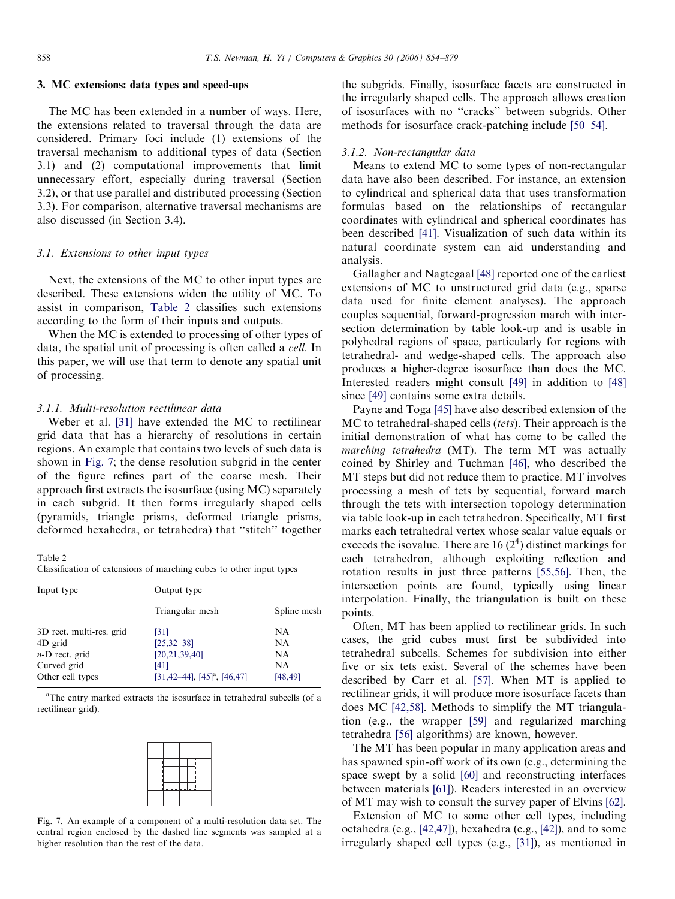## 3. MC extensions: data types and speed-ups

The MC has been extended in a number of ways. Here, the extensions related to traversal through the data are considered. Primary foci include (1) extensions of the traversal mechanism to additional types of data (Section 3.1) and (2) computational improvements that limit unnecessary effort, especially during traversal (Section 3.2), or that use parallel and distributed processing (Section 3.3). For comparison, alternative traversal mechanisms are also discussed (in Section 3.4).

### 3.1. Extensions to other input types

Next, the extensions of the MC to other input types are described. These extensions widen the utility of MC. To assist in comparison, Table 2 classifies such extensions according to the form of their inputs and outputs.

When the MC is extended to processing of other types of data, the spatial unit of processing is often called a *cell*. In this paper, we will use that term to denote any spatial unit of processing.

#### 3.1.1. Multi-resolution rectilinear data

Weber et al. [31] have extended the MC to rectilinear grid data that has a hierarchy of resolutions in certain regions. An example that contains two levels of such data is shown in Fig. 7; the dense resolution subgrid in the center of the figure refines part of the coarse mesh. Their approach first extracts the isosurface (using MC) separately in each subgrid. It then forms irregularly shaped cells (pyramids, triangle prisms, deformed triangle prisms, deformed hexahedra, or tetrahedra) that "stitch" together the subgrids. Finally, isosurface facets are constructed in the irregularly shaped cells. The approach allows creation of isosurfaces with no "cracks" between subgrids. Other methods for isosurface crack-patching include [50–54].

Table 2
Classification of extensions of marching cubes to other input types

| Input type | Output type | |
|---|---|---|
| | Triangular mesh | Spline mesh |
| 3D rect. multi-res. grid | [31] | NA |
| 4D grid | [25,32–38] | NA |
| $n$-D rect. grid | [20,21,39,40] | NA |
| Curved grid | [41] | NA |
| Other cell types | [31,42–44], [45][a], [46,47] | [48,49] |

[a]The entry marked extracts the isosurface in tetrahedral subcells (of a rectilinear grid).

Fig. 7. An example of a component of a multi-resolution data set. The central region enclosed by the dashed line segments was sampled at a higher resolution than the rest of the data.

#### 3.1.2. Non-rectangular data

Means to extend MC to some types of non-rectangular data have also been described. For instance, an extension to cylindrical and spherical data that uses transformation formulas based on the relationships of rectangular coordinates with cylindrical and spherical coordinates has been described [41]. Visualization of such data within its natural coordinate system can aid understanding and analysis.

Gallagher and Nagtegaal [48] reported one of the earliest extensions of MC to unstructured grid data (e.g., sparse data used for finite element analyses). The approach couples sequential, forward-progression march with intersection determination by table look-up and is usable in polyhedral regions of space, particularly for regions with tetrahedral- and wedge-shaped cells. The approach also produces a higher-degree isosurface than does the MC. Interested readers might consult [49] in addition to [48] since [49] contains some extra details.

Payne and Toga [45] have also described extension of the MC to tetrahedral-shaped cells (*tets*). Their approach is the initial demonstration of what has come to be called the *marching tetrahedra* (MT). The term MT was actually coined by Shirley and Tuchman [46], who described the MT steps but did not reduce them to practice. MT involves processing a mesh of tets by sequential, forward march through the tets with intersection topology determination via table look-up in each tetrahedron. Specifically, MT first marks each tetrahedral vertex whose scalar value equals or exceeds the isovalue. There are 16 ($2^4$) distinct markings for each tetrahedron, although exploiting reflection and rotation results in just three patterns [55,56]. Then, the intersection points are found, typically using linear interpolation. Finally, the triangulation is built on these points.

Often, MT has been applied to rectilinear grids. In such cases, the grid cubes must first be subdivided into tetrahedral subcells. Schemes for subdivision into either five or six tets exist. Several of the schemes have been described by Carr et al. [57]. When MT is applied to rectilinear grids, it will produce more isosurface facets than does MC [42,58]. Methods to simplify the MT triangulation (e.g., the wrapper [59] and regularized marching tetrahedra [56] algorithms) are known, however.

The MT has been popular in many application areas and has spawned spin-off work of its own (e.g., determining the space swept by a solid [60] and reconstructing interfaces between materials [61]). Readers interested in an overview of MT may wish to consult the survey paper of Elvins [62].

Extension of MC to some other cell types, including octahedra (e.g., [42,47]), hexahedra (e.g., [42]), and to some irregularly shaped cell types (e.g., [31]), as mentioned in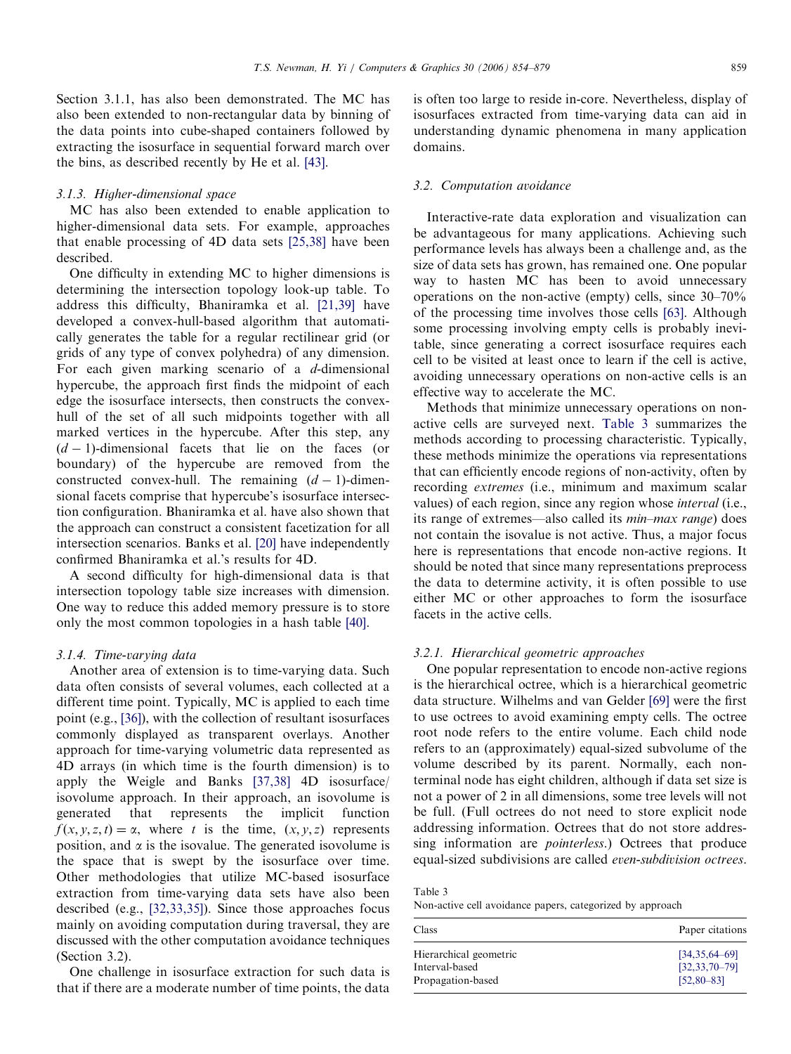Section 3.1.1, has also been demonstrated. The MC has also been extended to non-rectangular data by binning of the data points into cube-shaped containers followed by extracting the isosurface in sequential forward march over the bins, as described recently by He et al. [43].

### 3.1.3. Higher-dimensional space

MC has also been extended to enable application to higher-dimensional data sets. For example, approaches that enable processing of 4D data sets [25,38] have been described.

One difficulty in extending MC to higher dimensions is determining the intersection topology look-up table. To address this difficulty, Bhaniramka et al. [21,39] have developed a convex-hull-based algorithm that automatically generates the table for a regular rectilinear grid (or grids of any type of convex polyhedra) of any dimension. For each given marking scenario of a $d$-dimensional hypercube, the approach first finds the midpoint of each edge the isosurface intersects, then constructs the convex-hull of the set of all such midpoints together with all marked vertices in the hypercube. After this step, any $(d-1)$-dimensional facets that lie on the faces (or boundary) of the hypercube are removed from the constructed convex-hull. The remaining $(d-1)$-dimensional facets comprise that hypercube's isosurface intersection configuration. Bhaniramka et al. have also shown that the approach can construct a consistent facetization for all intersection scenarios. Banks et al. [20] have independently confirmed Bhaniramka et al.'s results for 4D.

A second difficulty for high-dimensional data is that intersection topology table size increases with dimension. One way to reduce this added memory pressure is to store only the most common topologies in a hash table [40].

### 3.1.4. Time-varying data

Another area of extension is to time-varying data. Such data often consists of several volumes, each collected at a different time point. Typically, MC is applied to each time point (e.g., [36]), with the collection of resultant isosurfaces commonly displayed as transparent overlays. Another approach for time-varying volumetric data represented as 4D arrays (in which time is the fourth dimension) is to apply the Weigle and Banks [37,38] 4D isosurface/isovolume approach. In their approach, an isovolume is generated that represents the implicit function $f(x, y, z, t) = \alpha$, where $t$ is the time, $(x, y, z)$ represents position, and $\alpha$ is the isovalue. The generated isovolume is the space that is swept by the isosurface over time. Other methodologies that utilize MC-based isosurface extraction from time-varying data sets have also been described (e.g., [32,33,35]). Since those approaches focus mainly on avoiding computation during traversal, they are discussed with the other computation avoidance techniques (Section 3.2).

One challenge in isosurface extraction for such data is that if there are a moderate number of time points, the data is often too large to reside in-core. Nevertheless, display of isosurfaces extracted from time-varying data can aid in understanding dynamic phenomena in many application domains.

## 3.2. Computation avoidance

Interactive-rate data exploration and visualization can be advantageous for many applications. Achieving such performance levels has always been a challenge and, as the size of data sets has grown, has remained one. One popular way to hasten MC has been to avoid unnecessary operations on the non-active (empty) cells, since 30–70% of the processing time involves those cells [63]. Although some processing involving empty cells is probably inevitable, since generating a correct isosurface requires each cell to be visited at least once to learn if the cell is active, avoiding unnecessary operations on non-active cells is an effective way to accelerate the MC.

Methods that minimize unnecessary operations on non-active cells are surveyed next. Table 3 summarizes the methods according to processing characteristic. Typically, these methods minimize the operations via representations that can efficiently encode regions of non-activity, often by recording *extremes* (i.e., minimum and maximum scalar values) of each region, since any region whose *interval* (i.e., its range of extremes—also called its *min–max range*) does not contain the isovalue is not active. Thus, a major focus here is representations that encode non-active regions. It should be noted that since many representations preprocess the data to determine activity, it is often possible to use either MC or other approaches to form the isosurface facets in the active cells.

### 3.2.1. Hierarchical geometric approaches

One popular representation to encode non-active regions is the hierarchical octree, which is a hierarchical geometric data structure. Wilhelms and van Gelder [69] were the first to use octrees to avoid examining empty cells. The octree root node refers to the entire volume. Each child node refers to an (approximately) equal-sized subvolume of the volume described by its parent. Normally, each non-terminal node has eight children, although if data set size is not a power of 2 in all dimensions, some tree levels will not be full. (Full octrees do not need to store explicit node addressing information. Octrees that do not store addressing information are *pointerless*.) Octrees that produce equal-sized subdivisions are called *even-subdivision octrees*.

Table 3
Non-active cell avoidance papers, categorized by approach

| Class | Paper citations |
|---|---|
| Hierarchical geometric | [34,35,64–69] |
| Interval-based | [32,33,70–79] |
| Propagation-based | [52,80–83] |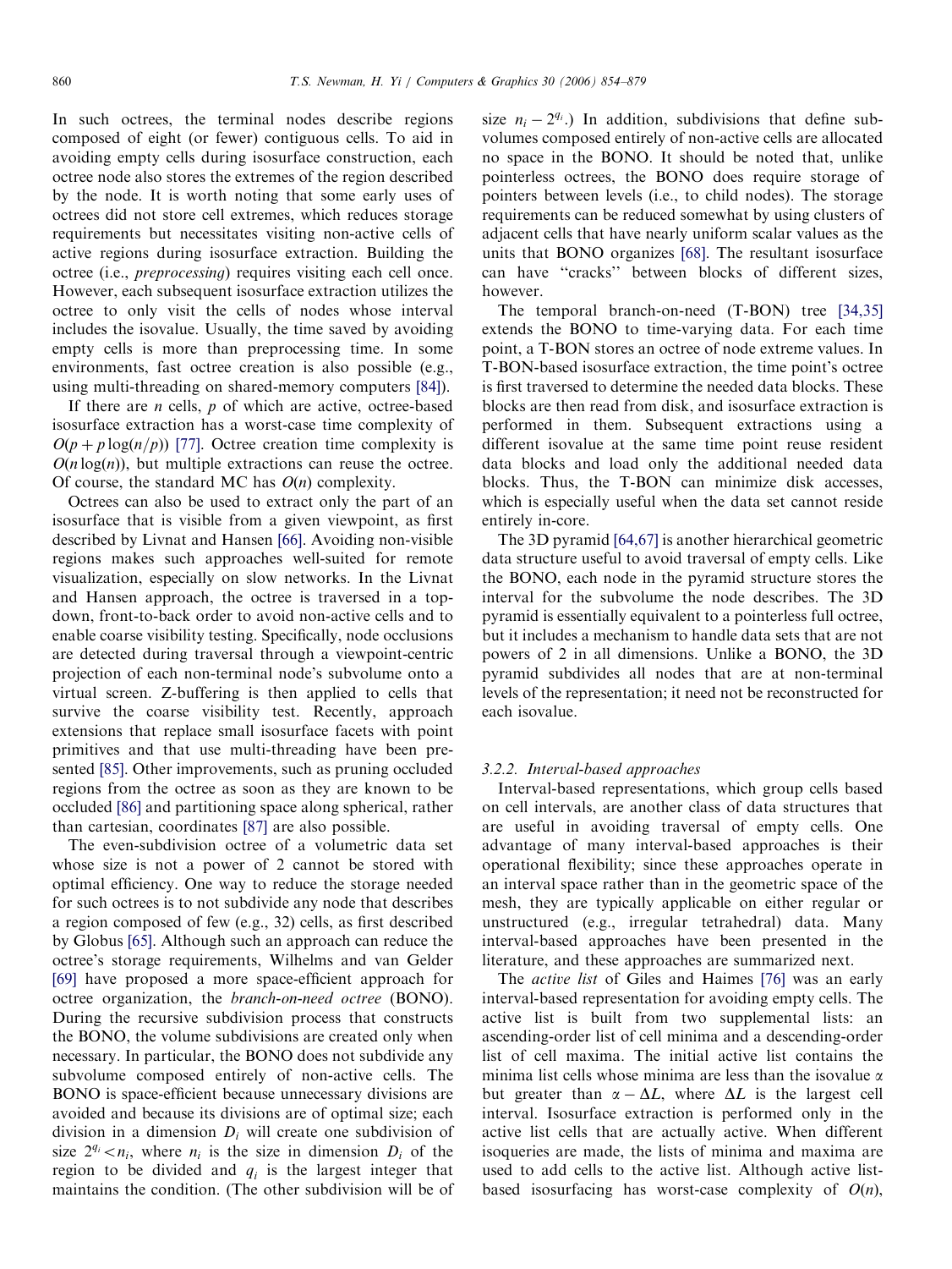In such octrees, the terminal nodes describe regions composed of eight (or fewer) contiguous cells. To aid in avoiding empty cells during isosurface construction, each octree node also stores the extremes of the region described by the node. It is worth noting that some early uses of octrees did not store cell extremes, which reduces storage requirements but necessitates visiting non-active cells of active regions during isosurface extraction. Building the octree (i.e., *preprocessing*) requires visiting each cell once. However, each subsequent isosurface extraction utilizes the octree to only visit the cells of nodes whose interval includes the isovalue. Usually, the time saved by avoiding empty cells is more than preprocessing time. In some environments, fast octree creation is also possible (e.g., using multi-threading on shared-memory computers [84]).

If there are $n$ cells, $p$ of which are active, octree-based isosurface extraction has a worst-case time complexity of $O(p + p\log(n/p))$ [77]. Octree creation time complexity is $O(n\log(n))$, but multiple extractions can reuse the octree. Of course, the standard MC has $O(n)$ complexity.

Octrees can also be used to extract only the part of an isosurface that is visible from a given viewpoint, as first described by Livnat and Hansen [66]. Avoiding non-visible regions makes such approaches well-suited for remote visualization, especially on slow networks. In the Livnat and Hansen approach, the octree is traversed in a top-down, front-to-back order to avoid non-active cells and to enable coarse visibility testing. Specifically, node occlusions are detected during traversal through a viewpoint-centric projection of each non-terminal node's subvolume onto a virtual screen. Z-buffering is then applied to cells that survive the coarse visibility test. Recently, approach extensions that replace small isosurface facets with point primitives and that use multi-threading have been presented [85]. Other improvements, such as pruning occluded regions from the octree as soon as they are known to be occluded [86] and partitioning space along spherical, rather than cartesian, coordinates [87] are also possible.

The even-subdivision octree of a volumetric data set whose size is not a power of 2 cannot be stored with optimal efficiency. One way to reduce the storage needed for such octrees is to not subdivide any node that describes a region composed of few (e.g., 32) cells, as first described by Globus [65]. Although such an approach can reduce the octree's storage requirements, Wilhelms and van Gelder [69] have proposed a more space-efficient approach for octree organization, the *branch-on-need octree* (BONO). During the recursive subdivision process that constructs the BONO, the volume subdivisions are created only when necessary. In particular, the BONO does not subdivide any subvolume composed entirely of non-active cells. The BONO is space-efficient because unnecessary divisions are avoided and because its divisions are of optimal size; each division in a dimension $D_i$ will create one subdivision of size $2^{q_i} < n_i$, where $n_i$ is the size in dimension $D_i$ of the region to be divided and $q_i$ is the largest integer that maintains the condition. (The other subdivision will be of size $n_i - 2^{q_i}$.) In addition, subdivisions that define subvolumes composed entirely of non-active cells are allocated no space in the BONO. It should be noted that, unlike pointerless octrees, the BONO does require storage of pointers between levels (i.e., to child nodes). The storage requirements can be reduced somewhat by using clusters of adjacent cells that have nearly uniform scalar values as the units that BONO organizes [68]. The resultant isosurface can have "cracks" between blocks of different sizes, however.

The temporal branch-on-need (T-BON) tree [34,35] extends the BONO to time-varying data. For each time point, a T-BON stores an octree of node extreme values. In T-BON-based isosurface extraction, the time point's octree is first traversed to determine the needed data blocks. These blocks are then read from disk, and isosurface extraction is performed in them. Subsequent extractions using a different isovalue at the same time point reuse resident data blocks and load only the additional needed data blocks. Thus, the T-BON can minimize disk accesses, which is especially useful when the data set cannot reside entirely in-core.

The 3D pyramid [64,67] is another hierarchical geometric data structure useful to avoid traversal of empty cells. Like the BONO, each node in the pyramid structure stores the interval for the subvolume the node describes. The 3D pyramid is essentially equivalent to a pointerless full octree, but it includes a mechanism to handle data sets that are not powers of 2 in all dimensions. Unlike a BONO, the 3D pyramid subdivides all nodes that are at non-terminal levels of the representation; it need not be reconstructed for each isovalue.

#### 3.2.2. Interval-based approaches

Interval-based representations, which group cells based on cell intervals, are another class of data structures that are useful in avoiding traversal of empty cells. One advantage of many interval-based approaches is their operational flexibility; since these approaches operate in an interval space rather than in the geometric space of the mesh, they are typically applicable on either regular or unstructured (e.g., irregular tetrahedral) data. Many interval-based approaches have been presented in the literature, and these approaches are summarized next.

The *active list* of Giles and Haimes [76] was an early interval-based representation for avoiding empty cells. The active list is built from two supplemental lists: an ascending-order list of cell minima and a descending-order list of cell maxima. The initial active list contains the minima list cells whose minima are less than the isovalue $\alpha$ but greater than $\alpha - \Delta L$, where $\Delta L$ is the largest cell interval. Isosurface extraction is performed only in the active list cells that are actually active. When different isoqueries are made, the lists of minima and maxima are used to add cells to the active list. Although active list-based isosurfacing has worst-case complexity of $O(n)$,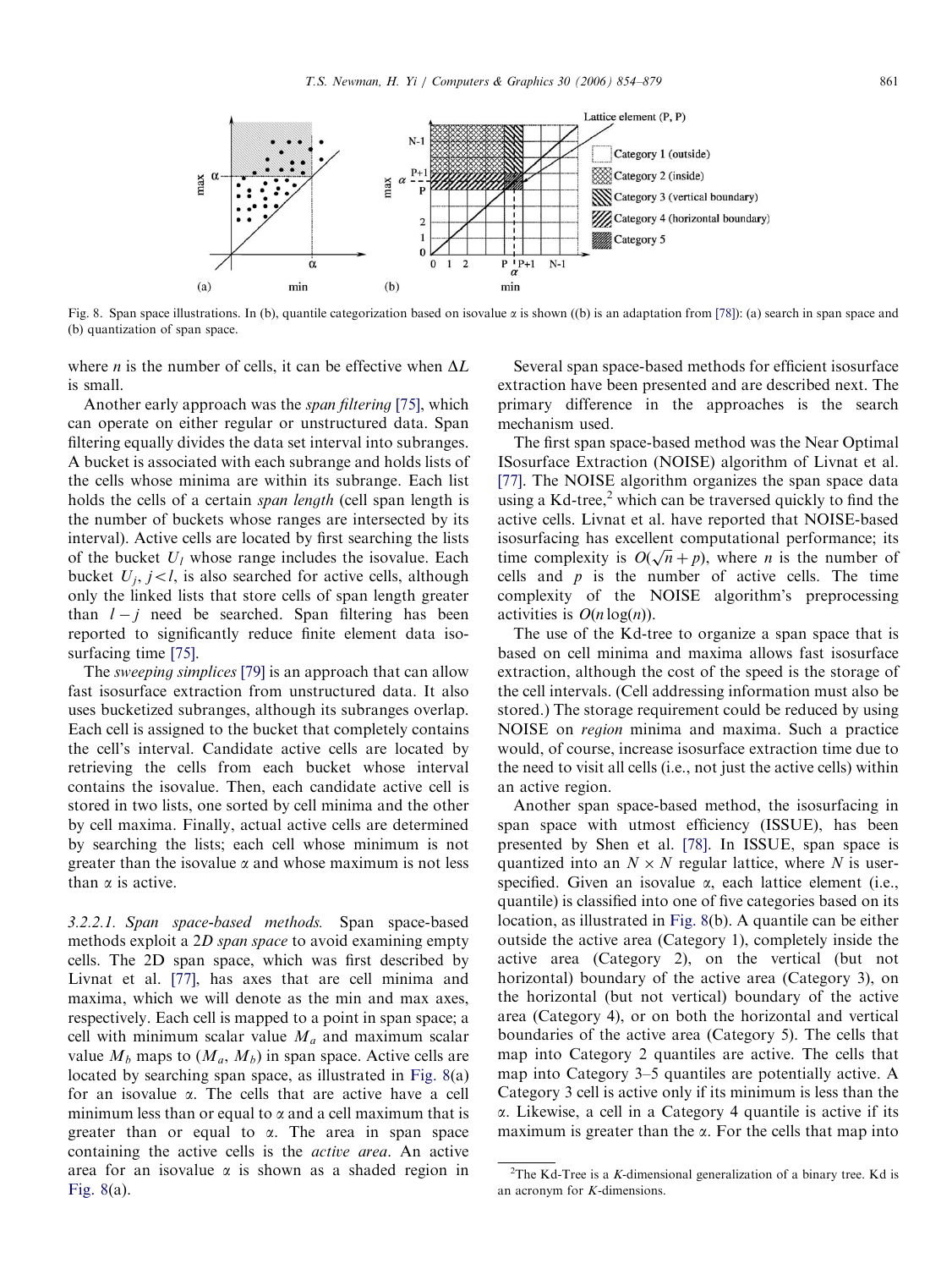(a) max α min α

(b) Lattice element (P, P) N-1 P+1 P 2 1 0 max α 0 1 2 P P+1 N-1 α min

Category 1 (outside)
Category 2 (inside)
Category 3 (vertical boundary)
Category 4 (horizontal boundary)
Category 5

Fig. 8. Span space illustrations. In (b), quantile categorization based on isovalue $\alpha$ is shown ((b) is an adaptation from [78]): (a) search in span space and (b) quantization of span space.

where $n$ is the number of cells, it can be effective when $\Delta L$ is small.

Another early approach was the *span filtering* [75], which can operate on either regular or unstructured data. Span filtering equally divides the data set interval into subranges. A bucket is associated with each subrange and holds lists of the cells whose minima are within its subrange. Each list holds the cells of a certain *span length* (cell span length is the number of buckets whose ranges are intersected by its interval). Active cells are located by first searching the lists of the bucket $U_l$ whose range includes the isovalue. Each bucket $U_j$, $j<l$, is also searched for active cells, although only the linked lists that store cells of span length greater than $l-j$ need be searched. Span filtering has been reported to significantly reduce finite element data isosurfacing time [75].

The *sweeping simplices* [79] is an approach that can allow fast isosurface extraction from unstructured data. It also uses bucketized subranges, although its subranges overlap. Each cell is assigned to the bucket that completely contains the cell's interval. Candidate active cells are located by retrieving the cells from each bucket whose interval contains the isovalue. Then, each candidate active cell is stored in two lists, one sorted by cell minima and the other by cell maxima. Finally, actual active cells are determined by searching the lists; each cell whose minimum is not greater than the isovalue $\alpha$ and whose maximum is not less than $\alpha$ is active.

#### 3.2.2.1. Span space-based methods.

Span space-based methods exploit a 2D *span space* to avoid examining empty cells. The 2D span space, which was first described by Livnat et al. [77], has axes that are cell minima and maxima, which we will denote as the min and max axes, respectively. Each cell is mapped to a point in span space; a cell with minimum scalar value $M_a$ and maximum scalar value $M_b$ maps to $(M_a, M_b)$ in span space. Active cells are located by searching span space, as illustrated in Fig. 8(a) for an isovalue $\alpha$. The cells that are active have a cell minimum less than or equal to $\alpha$ and a cell maximum that is greater than or equal to $\alpha$. The area in span space containing the active cells is the *active area*. An active area for an isovalue $\alpha$ is shown as a shaded region in Fig. 8(a).

Several span space-based methods for efficient isosurface extraction have been presented and are described next. The primary difference in the approaches is the search mechanism used.

The first span space-based method was the Near Optimal ISosurface Extraction (NOISE) algorithm of Livnat et al. [77]. The NOISE algorithm organizes the span space data using a Kd-tree,[2] which can be traversed quickly to find the active cells. Livnat et al. have reported that NOISE-based isosurfacing has excellent computational performance; its time complexity is $O(\sqrt{n}+p)$, where $n$ is the number of cells and $p$ is the number of active cells. The time complexity of the NOISE algorithm's preprocessing activities is $O(n\log(n))$.

The use of the Kd-tree to organize a span space that is based on cell minima and maxima allows fast isosurface extraction, although the cost of the speed is the storage of the cell intervals. (Cell addressing information must also be stored.) The storage requirement could be reduced by using NOISE on *region* minima and maxima. Such a practice would, of course, increase isosurface extraction time due to the need to visit all cells (i.e., not just the active cells) within an active region.

Another span space-based method, the isosurfacing in span space with utmost efficiency (ISSUE), has been presented by Shen et al. [78]. In ISSUE, span space is quantized into an $N \times N$ regular lattice, where $N$ is user-specified. Given an isovalue $\alpha$, each lattice element (i.e., quantile) is classified into one of five categories based on its location, as illustrated in Fig. 8(b). A quantile can be either outside the active area (Category 1), completely inside the active area (Category 2), on the vertical (but not horizontal) boundary of the active area (Category 3), on the horizontal (but not vertical) boundary of the active area (Category 4), or on both the horizontal and vertical boundaries of the active area (Category 5). The cells that map into Category 2 quantiles are active. The cells that map into Category 3–5 quantiles are potentially active. A Category 3 cell is active only if its minimum is less than the $\alpha$. Likewise, a cell in a Category 4 quantile is active if its maximum is greater than the $\alpha$. For the cells that map into

[2] The Kd-Tree is a $K$-dimensional generalization of a binary tree. Kd is an acronym for $K$-dimensions.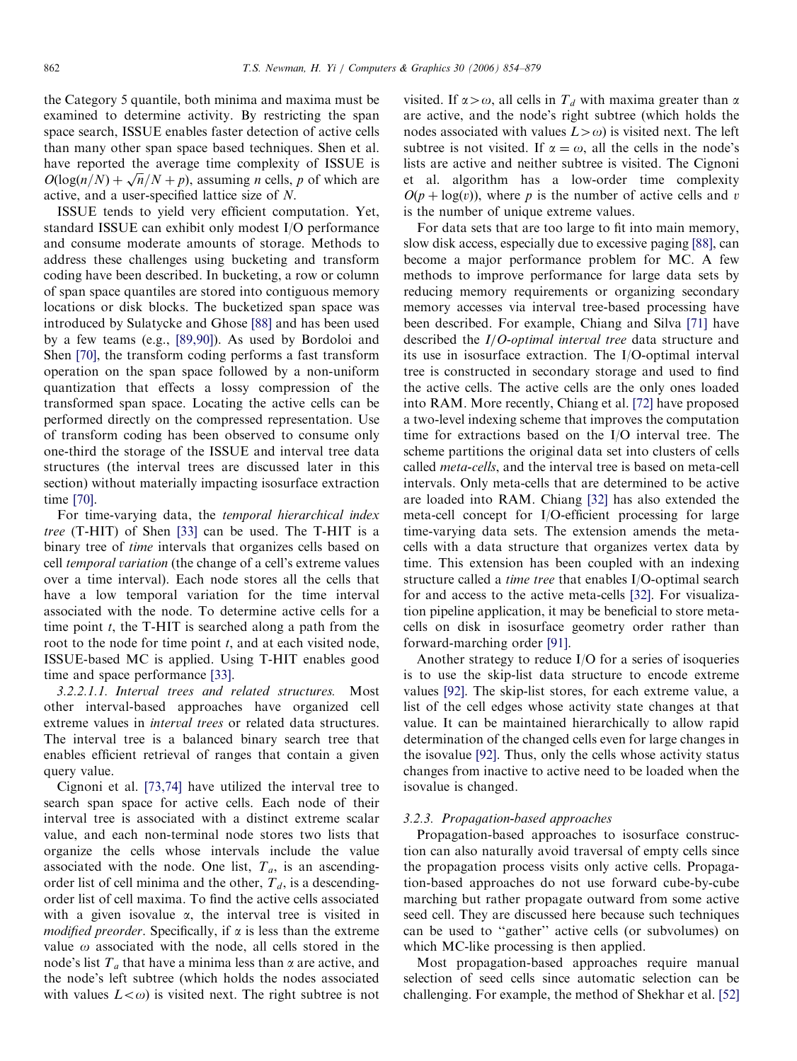the Category 5 quantile, both minima and maxima must be examined to determine activity. By restricting the span space search, ISSUE enables faster detection of active cells than many other span space based techniques. Shen et al. have reported the average time complexity of ISSUE is $O(\log(n/N) + \sqrt{n}/N + p)$, assuming $n$ cells, $p$ of which are active, and a user-specified lattice size of $N$.

ISSUE tends to yield very efficient computation. Yet, standard ISSUE can exhibit only modest I/O performance and consume moderate amounts of storage. Methods to address these challenges using bucketing and transform coding have been described. In bucketing, a row or column of span space quantiles are stored into contiguous memory locations or disk blocks. The bucketized span space was introduced by Sulatycke and Ghose [88] and has been used by a few teams (e.g., [89,90]). As used by Bordoloi and Shen [70], the transform coding performs a fast transform operation on the span space followed by a non-uniform quantization that effects a lossy compression of the transformed span space. Locating the active cells can be performed directly on the compressed representation. Use of transform coding has been observed to consume only one-third the storage of the ISSUE and interval tree data structures (the interval trees are discussed later in this section) without materially impacting isosurface extraction time [70].

For time-varying data, the *temporal hierarchical index tree* (T-HIT) of Shen [33] can be used. The T-HIT is a binary tree of *time* intervals that organizes cells based on cell *temporal variation* (the change of a cell's extreme values over a time interval). Each node stores all the cells that have a low temporal variation for the time interval associated with the node. To determine active cells for a time point $t$, the T-HIT is searched along a path from the root to the node for time point $t$, and at each visited node, ISSUE-based MC is applied. Using T-HIT enables good time and space performance [33].

3.2.2.1.1. *Interval trees and related structures.* Most other interval-based approaches have organized cell extreme values in *interval trees* or related data structures. The interval tree is a balanced binary search tree that enables efficient retrieval of ranges that contain a given query value.

Cignoni et al. [73,74] have utilized the interval tree to search span space for active cells. Each node of their interval tree is associated with a distinct extreme scalar value, and each non-terminal node stores two lists that organize the cells whose intervals include the value associated with the node. One list, $T_a$, is an ascending-order list of cell minima and the other, $T_d$, is a descending-order list of cell maxima. To find the active cells associated with a given isovalue $\alpha$, the interval tree is visited in *modified preorder*. Specifically, if $\alpha$ is less than the extreme value $\omega$ associated with the node, all cells stored in the node's list $T_a$ that have a minima less than $\alpha$ are active, and the node's left subtree (which holds the nodes associated with values $L<\omega$) is visited next. The right subtree is not visited. If $\alpha > \omega$, all cells in $T_d$ with maxima greater than $\alpha$ are active, and the node's right subtree (which holds the nodes associated with values $L > \omega$) is visited next. The left subtree is not visited. If $\alpha = \omega$, all the cells in the node's lists are active and neither subtree is visited. The Cignoni et al. algorithm has a low-order time complexity $O(p + \log(v))$, where $p$ is the number of active cells and $v$ is the number of unique extreme values.

For data sets that are too large to fit into main memory, slow disk access, especially due to excessive paging [88], can become a major performance problem for MC. A few methods to improve performance for large data sets by reducing memory requirements or organizing secondary memory accesses via interval tree-based processing have been described. For example, Chiang and Silva [71] have described the *I/O-optimal interval tree* data structure and its use in isosurface extraction. The I/O-optimal interval tree is constructed in secondary storage and used to find the active cells. The active cells are the only ones loaded into RAM. More recently, Chiang et al. [72] have proposed a two-level indexing scheme that improves the computation time for extractions based on the I/O interval tree. The scheme partitions the original data set into clusters of cells called *meta-cells*, and the interval tree is based on meta-cell intervals. Only meta-cells that are determined to be active are loaded into RAM. Chiang [32] has also extended the meta-cell concept for I/O-efficient processing for large time-varying data sets. The extension amends the meta-cells with a data structure that organizes vertex data by time. This extension has been coupled with an indexing structure called a *time tree* that enables I/O-optimal search for and access to the active meta-cells [32]. For visualization pipeline application, it may be beneficial to store meta-cells on disk in isosurface geometry order rather than forward-marching order [91].

Another strategy to reduce I/O for a series of isoqueries is to use the skip-list data structure to encode extreme values [92]. The skip-list stores, for each extreme value, a list of the cell edges whose activity state changes at that value. It can be maintained hierarchically to allow rapid determination of the changed cells even for large changes in the isovalue [92]. Thus, only the cells whose activity status changes from inactive to active need to be loaded when the isovalue is changed.

### 3.2.3. Propagation-based approaches

Propagation-based approaches to isosurface construction can also naturally avoid traversal of empty cells since the propagation process visits only active cells. Propagation-based approaches do not use forward cube-by-cube marching but rather propagate outward from some active seed cell. They are discussed here because such techniques can be used to "gather" active cells (or subvolumes) on which MC-like processing is then applied.

Most propagation-based approaches require manual selection of seed cells since automatic selection can be challenging. For example, the method of Shekhar et al. [52]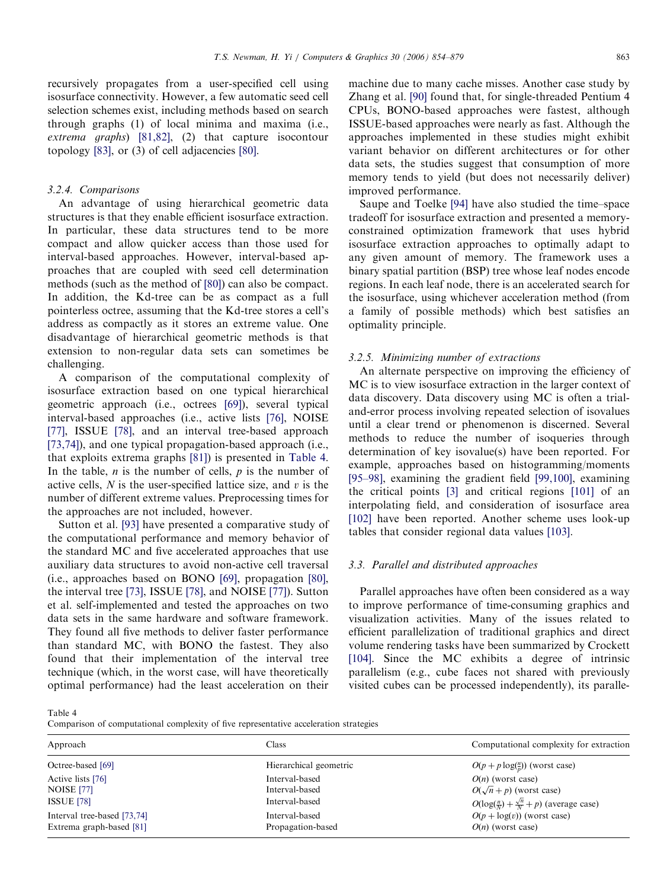recursively propagates from a user-specified cell using isosurface connectivity. However, a few automatic seed cell selection schemes exist, including methods based on search through graphs (1) of local minima and maxima (i.e., *extrema graphs*) [81,82], (2) that capture isocontour topology [83], or (3) of cell adjacencies [80].

### 3.2.4. Comparisons

An advantage of using hierarchical geometric data structures is that they enable efficient isosurface extraction. In particular, these data structures tend to be more compact and allow quicker access than those used for interval-based approaches. However, interval-based approaches that are coupled with seed cell determination methods (such as the method of [80]) can also be compact. In addition, the Kd-tree can be as compact as a full pointerless octree, assuming that the Kd-tree stores a cell's address as compactly as it stores an extreme value. One disadvantage of hierarchical geometric methods is that extension to non-regular data sets can sometimes be challenging.

A comparison of the computational complexity of isosurface extraction based on one typical hierarchical geometric approach (i.e., octrees [69]), several typical interval-based approaches (i.e., active lists [76], NOISE [77], ISSUE [78], and an interval tree-based approach [73,74]), and one typical propagation-based approach (i.e., that exploits extrema graphs [81]) is presented in Table 4. In the table, $n$ is the number of cells, $p$ is the number of active cells, $N$ is the user-specified lattice size, and $v$ is the number of different extreme values. Preprocessing times for the approaches are not included, however.

Sutton et al. [93] have presented a comparative study of the computational performance and memory behavior of the standard MC and five accelerated approaches that use auxiliary data structures to avoid non-active cell traversal (i.e., approaches based on BONO [69], propagation [80], the interval tree [73], ISSUE [78], and NOISE [77]). Sutton et al. self-implemented and tested the approaches on two data sets in the same hardware and software framework. They found all five methods to deliver faster performance than standard MC, with BONO the fastest. They also found that their implementation of the interval tree technique (which, in the worst case, will have theoretically optimal performance) had the least acceleration on their machine due to many cache misses. Another case study by Zhang et al. [90] found that, for single-threaded Pentium 4 CPUs, BONO-based approaches were fastest, although ISSUE-based approaches were nearly as fast. Although the approaches implemented in these studies might exhibit variant behavior on different architectures or for other data sets, the studies suggest that consumption of more memory tends to yield (but does not necessarily deliver) improved performance.

Saupe and Toelke [94] have also studied the time–space tradeoff for isosurface extraction and presented a memory-constrained optimization framework that uses hybrid isosurface extraction approaches to optimally adapt to any given amount of memory. The framework uses a binary spatial partition (BSP) tree whose leaf nodes encode regions. In each leaf node, there is an accelerated search for the isosurface, using whichever acceleration method (from a family of possible methods) which best satisfies an optimality principle.

### 3.2.5. Minimizing number of extractions

An alternate perspective on improving the efficiency of MC is to view isosurface extraction in the larger context of data discovery. Data discovery using MC is often a trial-and-error process involving repeated selection of isovalues until a clear trend or phenomenon is discerned. Several methods to reduce the number of isoqueries through determination of key isovalue(s) have been reported. For example, approaches based on histogramming/moments [95–98], examining the gradient field [99,100], examining the critical points [3] and critical regions [101] of an interpolating field, and consideration of isosurface area [102] have been reported. Another scheme uses look-up tables that consider regional data values [103].

## 3.3. Parallel and distributed approaches

Parallel approaches have often been considered as a way to improve performance of time-consuming graphics and visualization activities. Many of the issues related to efficient parallelization of traditional graphics and direct volume rendering tasks have been summarized by Crockett [104]. Since the MC exhibits a degree of intrinsic parallelism (e.g., cube faces not shared with previously visited cubes can be processed independently), its paralle-

Table 4
Comparison of computational complexity of five representative acceleration strategies

| Approach | Class | Computational complexity for extraction |
|---|---|---|
| Octree-based [69] | Hierarchical geometric | $O(p + p\log(\frac{n}{p}))$ (worst case) |
| Active lists [76] | Interval-based | $O(n)$ (worst case) |
| NOISE [77] | Interval-based | $O(\sqrt{n} + p)$ (worst case) |
| ISSUE [78] | Interval-based | $O(\log(\frac{n}{N}) + \frac{\sqrt{n}}{N} + p)$ (average case) |
| Interval tree-based [73,74] | Interval-based | $O(p + \log(v))$ (worst case) |
| Extrema graph-based [81] | Propagation-based | $O(n)$ (worst case) |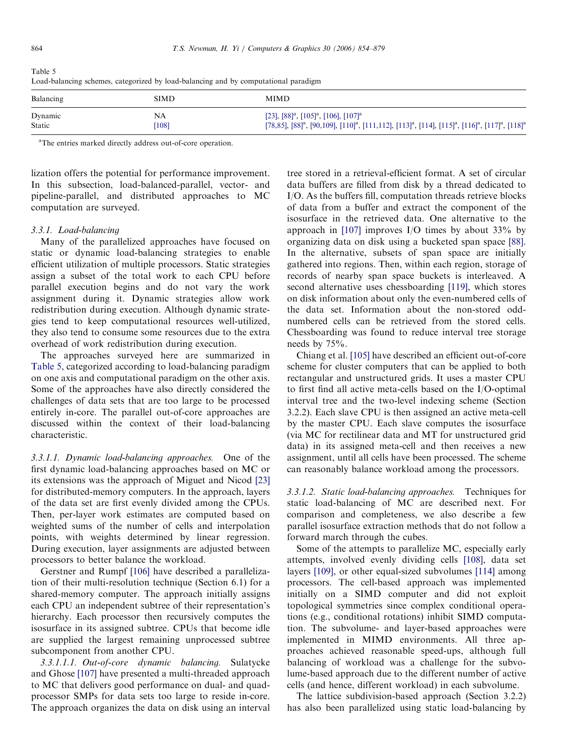Table 5
Load-balancing schemes, categorized by load-balancing and by computational paradigm

| Balancing | SIMD | MIMD |
|---|---|---|
| Dynamic | NA | [23], [88][a], [105][a], [106], [107][a] |
| Static | [108] | [78,85], [88][a], [90,109], [110][a], [111,112], [113][a], [114], [115][a], [116][a], [117][a], [118][a] |

[a]The entries marked directly address out-of-core operation.

lization offers the potential for performance improvement. In this subsection, load-balanced-parallel, vector- and pipeline-parallel, and distributed approaches to MC computation are surveyed.

#### 3.3.1. Load-balancing

Many of the parallelized approaches have focused on static or dynamic load-balancing strategies to enable efficient utilization of multiple processors. Static strategies assign a subset of the total work to each CPU before parallel execution begins and do not vary the work assignment during it. Dynamic strategies allow work redistribution during execution. Although dynamic strategies tend to keep computational resources well-utilized, they also tend to consume some resources due to the extra overhead of work redistribution during execution.

The approaches surveyed here are summarized in Table 5, categorized according to load-balancing paradigm on one axis and computational paradigm on the other axis. Some of the approaches have also directly considered the challenges of data sets that are too large to be processed entirely in-core. The parallel out-of-core approaches are discussed within the context of their load-balancing characteristic.

*3.3.1.1. Dynamic load-balancing approaches.* One of the first dynamic load-balancing approaches based on MC or its extensions was the approach of Miguet and Nicod [23] for distributed-memory computers. In the approach, layers of the data set are first evenly divided among the CPUs. Then, per-layer work estimates are computed based on weighted sums of the number of cells and interpolation points, with weights determined by linear regression. During execution, layer assignments are adjusted between processors to better balance the workload.

Gerstner and Rumpf [106] have described a parallelization of their multi-resolution technique (Section 6.1) for a shared-memory computer. The approach initially assigns each CPU an independent subtree of their representation's hierarchy. Each processor then recursively computes the isosurface in its assigned subtree. CPUs that become idle are supplied the largest remaining unprocessed subtree subcomponent from another CPU.

*3.3.1.1.1. Out-of-core dynamic balancing.* Sulatycke and Ghose [107] have presented a multi-threaded approach to MC that delivers good performance on dual- and quad-processor SMPs for data sets too large to reside in-core. The approach organizes the data on disk using an interval tree stored in a retrieval-efficient format. A set of circular data buffers are filled from disk by a thread dedicated to I/O. As the buffers fill, computation threads retrieve blocks of data from a buffer and extract the component of the isosurface in the retrieved data. One alternative to the approach in [107] improves I/O times by about 33% by organizing data on disk using a bucketed span space [88]. In the alternative, subsets of span space are initially gathered into regions. Then, within each region, storage of records of nearby span space buckets is interleaved. A second alternative uses chessboarding [119], which stores on disk information about only the even-numbered cells of the data set. Information about the non-stored odd-numbered cells can be retrieved from the stored cells. Chessboarding was found to reduce interval tree storage needs by 75%.

Chiang et al. [105] have described an efficient out-of-core scheme for cluster computers that can be applied to both rectangular and unstructured grids. It uses a master CPU to first find all active meta-cells based on the I/O-optimal interval tree and the two-level indexing scheme (Section 3.2.2). Each slave CPU is then assigned an active meta-cell by the master CPU. Each slave computes the isosurface (via MC for rectilinear data and MT for unstructured grid data) in its assigned meta-cell and then receives a new assignment, until all cells have been processed. The scheme can reasonably balance workload among the processors.

*3.3.1.2. Static load-balancing approaches.* Techniques for static load-balancing of MC are described next. For comparison and completeness, we also describe a few parallel isosurface extraction methods that do not follow a forward march through the cubes.

Some of the attempts to parallelize MC, especially early attempts, involved evenly dividing cells [108], data set layers [109], or other equal-sized subvolumes [114] among processors. The cell-based approach was implemented initially on a SIMD computer and did not exploit topological symmetries since complex conditional operations (e.g., conditional rotations) inhibit SIMD computation. The subvolume- and layer-based approaches were implemented in MIMD environments. All three approaches achieved reasonable speed-ups, although full balancing of workload was a challenge for the subvolume-based approach due to the different number of active cells (and hence, different workload) in each subvolume.

The lattice subdivision-based approach (Section 3.2.2) has also been parallelized using static load-balancing by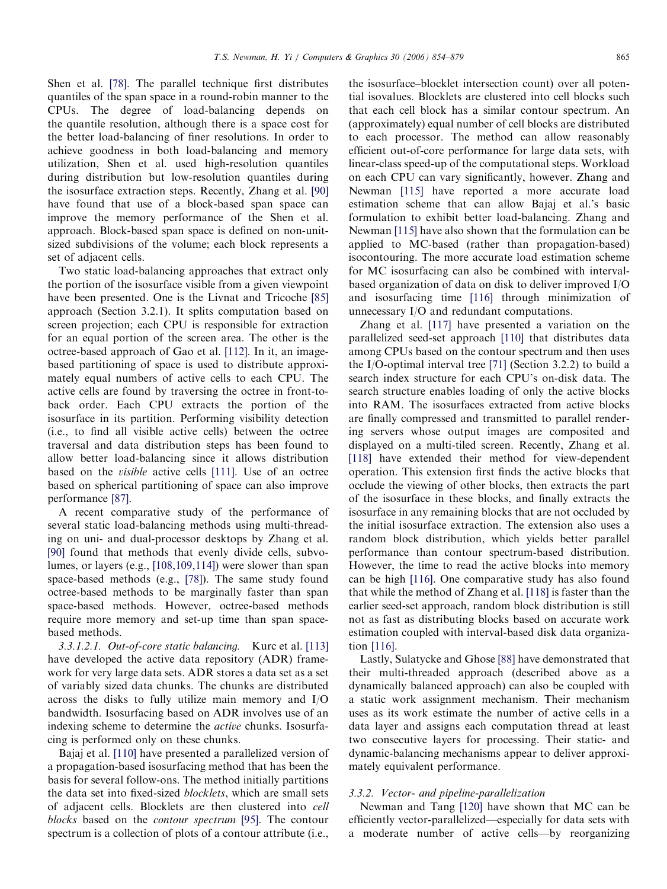Shen et al. [78]. The parallel technique first distributes quantiles of the span space in a round-robin manner to the CPUs. The degree of load-balancing depends on the quantile resolution, although there is a space cost for the better load-balancing of finer resolutions. In order to achieve goodness in both load-balancing and memory utilization, Shen et al. used high-resolution quantiles during distribution but low-resolution quantiles during the isosurface extraction steps. Recently, Zhang et al. [90] have found that use of a block-based span space can improve the memory performance of the Shen et al. approach. Block-based span space is defined on non-unit-sized subdivisions of the volume; each block represents a set of adjacent cells.

Two static load-balancing approaches that extract only the portion of the isosurface visible from a given viewpoint have been presented. One is the Livnat and Tricoche [85] approach (Section 3.2.1). It splits computation based on screen projection; each CPU is responsible for extraction for an equal portion of the screen area. The other is the octree-based approach of Gao et al. [112]. In it, an image-based partitioning of space is used to distribute approximately equal numbers of active cells to each CPU. The active cells are found by traversing the octree in front-to-back order. Each CPU extracts the portion of the isosurface in its partition. Performing visibility detection (i.e., to find all visible active cells) between the octree traversal and data distribution steps has been found to allow better load-balancing since it allows distribution based on the *visible* active cells [111]. Use of an octree based on spherical partitioning of space can also improve performance [87].

A recent comparative study of the performance of several static load-balancing methods using multi-threading on uni- and dual-processor desktops by Zhang et al. [90] found that methods that evenly divide cells, subvolumes, or layers (e.g., [108,109,114]) were slower than span space-based methods (e.g., [78]). The same study found octree-based methods to be marginally faster than span space-based methods. However, octree-based methods require more memory and set-up time than span space-based methods.

*3.3.1.2.1. Out-of-core static balancing.* Kurc et al. [113] have developed the active data repository (ADR) framework for very large data sets. ADR stores a data set as a set of variably sized data chunks. The chunks are distributed across the disks to fully utilize main memory and I/O bandwidth. Isosurfacing based on ADR involves use of an indexing scheme to determine the *active* chunks. Isosurfacing is performed only on these chunks.

Bajaj et al. [110] have presented a parallelized version of a propagation-based isosurfacing method that has been the basis for several follow-ons. The method initially partitions the data set into fixed-sized *blocklets*, which are small sets of adjacent cells. Blocklets are then clustered into *cell blocks* based on the *contour spectrum* [95]. The contour spectrum is a collection of plots of a contour attribute (i.e., the isosurface–blocklet intersection count) over all potential isovalues. Blocklets are clustered into cell blocks such that each cell block has a similar contour spectrum. An (approximately) equal number of cell blocks are distributed to each processor. The method can allow reasonably efficient out-of-core performance for large data sets, with linear-class speed-up of the computational steps. Workload on each CPU can vary significantly, however. Zhang and Newman [115] have reported a more accurate load estimation scheme that can allow Bajaj et al.'s basic formulation to exhibit better load-balancing. Zhang and Newman [115] have also shown that the formulation can be applied to MC-based (rather than propagation-based) isocontouring. The more accurate load estimation scheme for MC isosurfacing can also be combined with interval-based organization of data on disk to deliver improved I/O and isosurfacing time [116] through minimization of unnecessary I/O and redundant computations.

Zhang et al. [117] have presented a variation on the parallelized seed-set approach [110] that distributes data among CPUs based on the contour spectrum and then uses the I/O-optimal interval tree [71] (Section 3.2.2) to build a search index structure for each CPU's on-disk data. The search structure enables loading of only the active blocks into RAM. The isosurfaces extracted from active blocks are finally compressed and transmitted to parallel rendering servers whose output images are composited and displayed on a multi-tiled screen. Recently, Zhang et al. [118] have extended their method for view-dependent operation. This extension first finds the active blocks that occlude the viewing of other blocks, then extracts the part of the isosurface in these blocks, and finally extracts the isosurface in any remaining blocks that are not occluded by the initial isosurface extraction. The extension also uses a random block distribution, which yields better parallel performance than contour spectrum-based distribution. However, the time to read the active blocks into memory can be high [116]. One comparative study has also found that while the method of Zhang et al. [118] is faster than the earlier seed-set approach, random block distribution is still not as fast as distributing blocks based on accurate work estimation coupled with interval-based disk data organization [116].

Lastly, Sulatycke and Ghose [88] have demonstrated that their multi-threaded approach (described above as a dynamically balanced approach) can also be coupled with a static work assignment mechanism. Their mechanism uses as its work estimate the number of active cells in a data layer and assigns each computation thread at least two consecutive layers for processing. Their static- and dynamic-balancing mechanisms appear to deliver approximately equivalent performance.

### 3.3.2. Vector- and pipeline-parallelization

Newman and Tang [120] have shown that MC can be efficiently vector-parallelized—especially for data sets with a moderate number of active cells—by reorganizing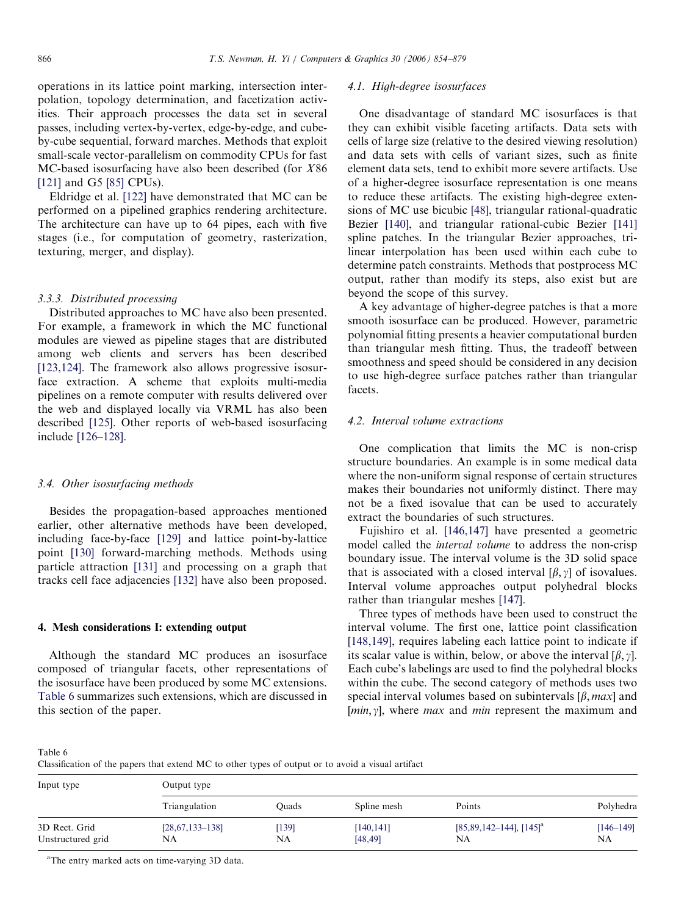operations in its lattice point marking, intersection interpolation, topology determination, and facetization activities. Their approach processes the data set in several passes, including vertex-by-vertex, edge-by-edge, and cube-by-cube sequential, forward marches. Methods that exploit small-scale vector-parallelism on commodity CPUs for fast MC-based isosurfacing have also been described (for *X*86 [121] and G5 [85] CPUs).

Eldridge et al. [122] have demonstrated that MC can be performed on a pipelined graphics rendering architecture. The architecture can have up to 64 pipes, each with five stages (i.e., for computation of geometry, rasterization, texturing, merger, and display).

### 3.3.3. Distributed processing

Distributed approaches to MC have also been presented. For example, a framework in which the MC functional modules are viewed as pipeline stages that are distributed among web clients and servers has been described [123,124]. The framework also allows progressive isosurface extraction. A scheme that exploits multi-media pipelines on a remote computer with results delivered over the web and displayed locally via VRML has also been described [125]. Other reports of web-based isosurfacing include [126–128].

### 3.4. Other isosurfacing methods

Besides the propagation-based approaches mentioned earlier, other alternative methods have been developed, including face-by-face [129] and lattice point-by-lattice point [130] forward-marching methods. Methods using particle attraction [131] and processing on a graph that tracks cell face adjacencies [132] have also been proposed.

## 4. Mesh considerations I: extending output

Although the standard MC produces an isosurface composed of triangular facets, other representations of the isosurface have been produced by some MC extensions. Table 6 summarizes such extensions, which are discussed in this section of the paper.

### 4.1. High-degree isosurfaces

One disadvantage of standard MC isosurfaces is that they can exhibit visible faceting artifacts. Data sets with cells of large size (relative to the desired viewing resolution) and data sets with cells of variant sizes, such as finite element data sets, tend to exhibit more severe artifacts. Use of a higher-degree isosurface representation is one means to reduce these artifacts. The existing high-degree extensions of MC use bicubic [48], triangular rational-quadratic Bezier [140], and triangular rational-cubic Bezier [141] spline patches. In the triangular Bezier approaches, trilinear interpolation has been used within each cube to determine patch constraints. Methods that postprocess MC output, rather than modify its steps, also exist but are beyond the scope of this survey.

A key advantage of higher-degree patches is that a more smooth isosurface can be produced. However, parametric polynomial fitting presents a heavier computational burden than triangular mesh fitting. Thus, the tradeoff between smoothness and speed should be considered in any decision to use high-degree surface patches rather than triangular facets.

### 4.2. Interval volume extractions

One complication that limits the MC is non-crisp structure boundaries. An example is in some medical data where the non-uniform signal response of certain structures makes their boundaries not uniformly distinct. There may not be a fixed isovalue that can be used to accurately extract the boundaries of such structures.

Fujishiro et al. [146,147] have presented a geometric model called the *interval volume* to address the non-crisp boundary issue. The interval volume is the 3D solid space that is associated with a closed interval $[\beta, \gamma]$ of isovalues. Interval volume approaches output polyhedral blocks rather than triangular meshes [147].

Three types of methods have been used to construct the interval volume. The first one, lattice point classification [148,149], requires labeling each lattice point to indicate if its scalar value is within, below, or above the interval $[\beta, \gamma]$. Each cube's labelings are used to find the polyhedral blocks within the cube. The second category of methods uses two special interval volumes based on subintervals $[\beta, max]$ and $[min, \gamma]$, where $max$ and $min$ represent the maximum and

Table 6
Classification of the papers that extend MC to other types of output or to avoid a visual artifact

| Input type | Output type | | | | |
|---|---|---|---|---|---|
| | Triangulation | Quads | Spline mesh | Points | Polyhedra |
| 3D Rect. Grid | [28,67,133–138] | [139] | [140,141] | [85,89,142–144], [145][a] | [146–149] |
| Unstructured grid | NA | NA | [48,49] | NA | NA |

[a]The entry marked acts on time-varying 3D data.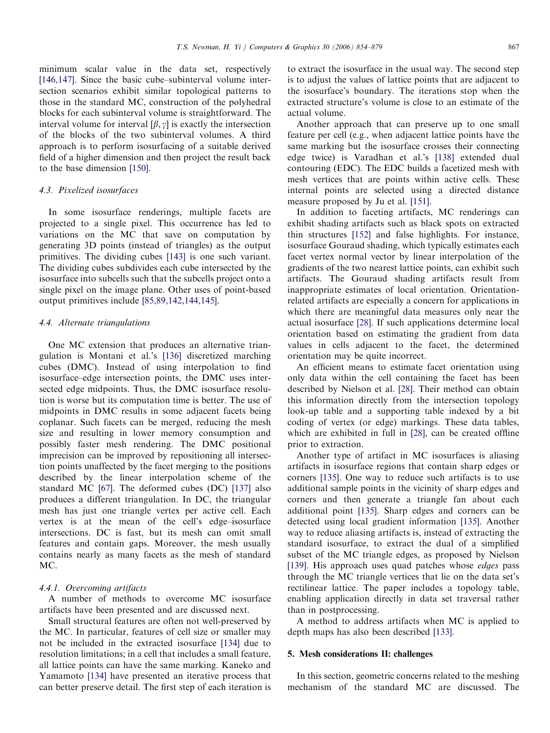minimum scalar value in the data set, respectively [146,147]. Since the basic cube–subinterval volume intersection scenarios exhibit similar topological patterns to those in the standard MC, construction of the polyhedral blocks for each subinterval volume is straightforward. The interval volume for interval $[\beta, \gamma]$ is exactly the intersection of the blocks of the two subinterval volumes. A third approach is to perform isosurfacing of a suitable derived field of a higher dimension and then project the result back to the base dimension [150].

### 4.3. Pixelized isosurfaces

In some isosurface renderings, multiple facets are projected to a single pixel. This occurrence has led to variations on the MC that save on computation by generating 3D points (instead of triangles) as the output primitives. The dividing cubes [143] is one such variant. The dividing cubes subdivides each cube intersected by the isosurface into subcells such that the subcells project onto a single pixel on the image plane. Other uses of point-based output primitives include [85,89,142,144,145].

### 4.4. Alternate triangulations

One MC extension that produces an alternative triangulation is Montani et al.'s [136] discretized marching cubes (DMC). Instead of using interpolation to find isosurface–edge intersection points, the DMC uses intersected edge midpoints. Thus, the DMC isosurface resolution is worse but its computation time is better. The use of midpoints in DMC results in some adjacent facets being coplanar. Such facets can be merged, reducing the mesh size and resulting in lower memory consumption and possibly faster mesh rendering. The DMC positional imprecision can be improved by repositioning all intersection points unaffected by the facet merging to the positions described by the linear interpolation scheme of the standard MC [67]. The deformed cubes (DC) [137] also produces a different triangulation. In DC, the triangular mesh has just one triangle vertex per active cell. Each vertex is at the mean of the cell's edge–isosurface intersections. DC is fast, but its mesh can omit small features and contain gaps. Moreover, the mesh usually contains nearly as many facets as the mesh of standard MC.

#### 4.4.1. Overcoming artifacts

A number of methods to overcome MC isosurface artifacts have been presented and are discussed next.

Small structural features are often not well-preserved by the MC. In particular, features of cell size or smaller may not be included in the extracted isosurface [134] due to resolution limitations; in a cell that includes a small feature, all lattice points can have the same marking. Kaneko and Yamamoto [134] have presented an iterative process that can better preserve detail. The first step of each iteration is to extract the isosurface in the usual way. The second step is to adjust the values of lattice points that are adjacent to the isosurface's boundary. The iterations stop when the extracted structure's volume is close to an estimate of the actual volume.

Another approach that can preserve up to one small feature per cell (e.g., when adjacent lattice points have the same marking but the isosurface crosses their connecting edge twice) is Varadhan et al.'s [138] extended dual contouring (EDC). The EDC builds a facetized mesh with mesh vertices that are points within active cells. These internal points are selected using a directed distance measure proposed by Ju et al. [151].

In addition to faceting artifacts, MC renderings can exhibit shading artifacts such as black spots on extracted thin structures [152] and false highlights. For instance, isosurface Gouraud shading, which typically estimates each facet vertex normal vector by linear interpolation of the gradients of the two nearest lattice points, can exhibit such artifacts. The Gouraud shading artifacts result from inappropriate estimates of local orientation. Orientation-related artifacts are especially a concern for applications in which there are meaningful data measures only near the actual isosurface [28]. If such applications determine local orientation based on estimating the gradient from data values in cells adjacent to the facet, the determined orientation may be quite incorrect.

An efficient means to estimate facet orientation using only data within the cell containing the facet has been described by Nielson et al. [28]. Their method can obtain this information directly from the intersection topology look-up table and a supporting table indexed by a bit coding of vertex (or edge) markings. These data tables, which are exhibited in full in [28], can be created offline prior to extraction.

Another type of artifact in MC isosurfaces is aliasing artifacts in isosurface regions that contain sharp edges or corners [135]. One way to reduce such artifacts is to use additional sample points in the vicinity of sharp edges and corners and then generate a triangle fan about each additional point [135]. Sharp edges and corners can be detected using local gradient information [135]. Another way to reduce aliasing artifacts is, instead of extracting the standard isosurface, to extract the dual of a simplified subset of the MC triangle edges, as proposed by Nielson [139]. His approach uses quad patches whose *edges* pass through the MC triangle vertices that lie on the data set's rectilinear lattice. The paper includes a topology table, enabling application directly in data set traversal rather than in postprocessing.

A method to address artifacts when MC is applied to depth maps has also been described [133].

## 5. Mesh considerations II: challenges

In this section, geometric concerns related to the meshing mechanism of the standard MC are discussed. The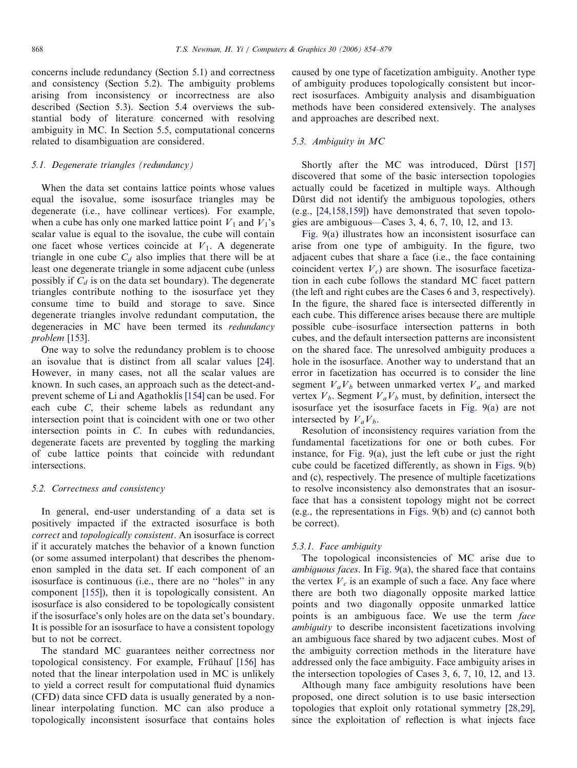concerns include redundancy (Section 5.1) and correctness and consistency (Section 5.2). The ambiguity problems arising from inconsistency or incorrectness are also described (Section 5.3). Section 5.4 overviews the substantial body of literature concerned with resolving ambiguity in MC. In Section 5.5, computational concerns related to disambiguation are considered.

### 5.1. Degenerate triangles (redundancy)

When the data set contains lattice points whose values equal the isovalue, some isosurface triangles may be degenerate (i.e., have collinear vertices). For example, when a cube has only one marked lattice point $V_1$ and $V_1$'s scalar value is equal to the isovalue, the cube will contain one facet whose vertices coincide at $V_1$. A degenerate triangle in one cube $C_d$ also implies that there will be at least one degenerate triangle in some adjacent cube (unless possibly if $C_d$ is on the data set boundary). The degenerate triangles contribute nothing to the isosurface yet they consume time to build and storage to save. Since degenerate triangles involve redundant computation, the degeneracies in MC have been termed its *redundancy problem* [153].

One way to solve the redundancy problem is to choose an isovalue that is distinct from all scalar values [24]. However, in many cases, not all the scalar values are known. In such cases, an approach such as the detect-and-prevent scheme of Li and Agathoklis [154] can be used. For each cube $C$, their scheme labels as redundant any intersection point that is coincident with one or two other intersection points in $C$. In cubes with redundancies, degenerate facets are prevented by toggling the marking of cube lattice points that coincide with redundant intersections.

### 5.2. Correctness and consistency

In general, end-user understanding of a data set is positively impacted if the extracted isosurface is both *correct* and *topologically consistent*. An isosurface is correct if it accurately matches the behavior of a known function (or some assumed interpolant) that describes the phenomenon sampled in the data set. If each component of an isosurface is continuous (i.e., there are no "holes" in any component [155]), then it is topologically consistent. An isosurface is also considered to be topologically consistent if the isosurface's only holes are on the data set's boundary. It is possible for an isosurface to have a consistent topology but to not be correct.

The standard MC guarantees neither correctness nor topological consistency. For example, Frühauf [156] has noted that the linear interpolation used in MC is unlikely to yield a correct result for computational fluid dynamics (CFD) data since CFD data is usually generated by a nonlinear interpolating function. MC can also produce a topologically inconsistent isosurface that contains holes caused by one type of facetization ambiguity. Another type of ambiguity produces topologically consistent but incorrect isosurfaces. Ambiguity analysis and disambiguation methods have been considered extensively. The analyses and approaches are described next.

### 5.3. Ambiguity in MC

Shortly after the MC was introduced, Dürst [157] discovered that some of the basic intersection topologies actually could be facetized in multiple ways. Although Dürst did not identify the ambiguous topologies, others (e.g., [24,158,159]) have demonstrated that seven topologies are ambiguous—Cases 3, 4, 6, 7, 10, 12, and 13.

Fig. 9(a) illustrates how an inconsistent isosurface can arise from one type of ambiguity. In the figure, two adjacent cubes that share a face (i.e., the face containing coincident vertex $V_c$) are shown. The isosurface facetization in each cube follows the standard MC facet pattern (the left and right cubes are the Cases 6 and 3, respectively). In the figure, the shared face is intersected differently in each cube. This difference arises because there are multiple possible cube–isosurface intersection patterns in both cubes, and the default intersection patterns are inconsistent on the shared face. The unresolved ambiguity produces a hole in the isosurface. Another way to understand that an error in facetization has occurred is to consider the line segment $V_aV_b$ between unmarked vertex $V_a$ and marked vertex $V_b$. Segment $V_aV_b$ must, by definition, intersect the isosurface yet the isosurface facets in Fig. 9(a) are not intersected by $V_aV_b$.

Resolution of inconsistency requires variation from the fundamental facetizations for one or both cubes. For instance, for Fig. 9(a), just the left cube or just the right cube could be facetized differently, as shown in Figs. 9(b) and (c), respectively. The presence of multiple facetizations to resolve inconsistency also demonstrates that an isosurface that has a consistent topology might not be correct (e.g., the representations in Figs. 9(b) and (c) cannot both be correct).

#### 5.3.1. Face ambiguity

The topological inconsistencies of MC arise due to *ambiguous faces*. In Fig. 9(a), the shared face that contains the vertex $V_c$ is an example of such a face. Any face where there are both two diagonally opposite marked lattice points and two diagonally opposite unmarked lattice points is an ambiguous face. We use the term *face ambiguity* to describe inconsistent facetizations involving an ambiguous face shared by two adjacent cubes. Most of the ambiguity correction methods in the literature have addressed only the face ambiguity. Face ambiguity arises in the intersection topologies of Cases 3, 6, 7, 10, 12, and 13.

Although many face ambiguity resolutions have been proposed, one direct solution is to use basic intersection topologies that exploit only rotational symmetry [28,29], since the exploitation of reflection is what injects face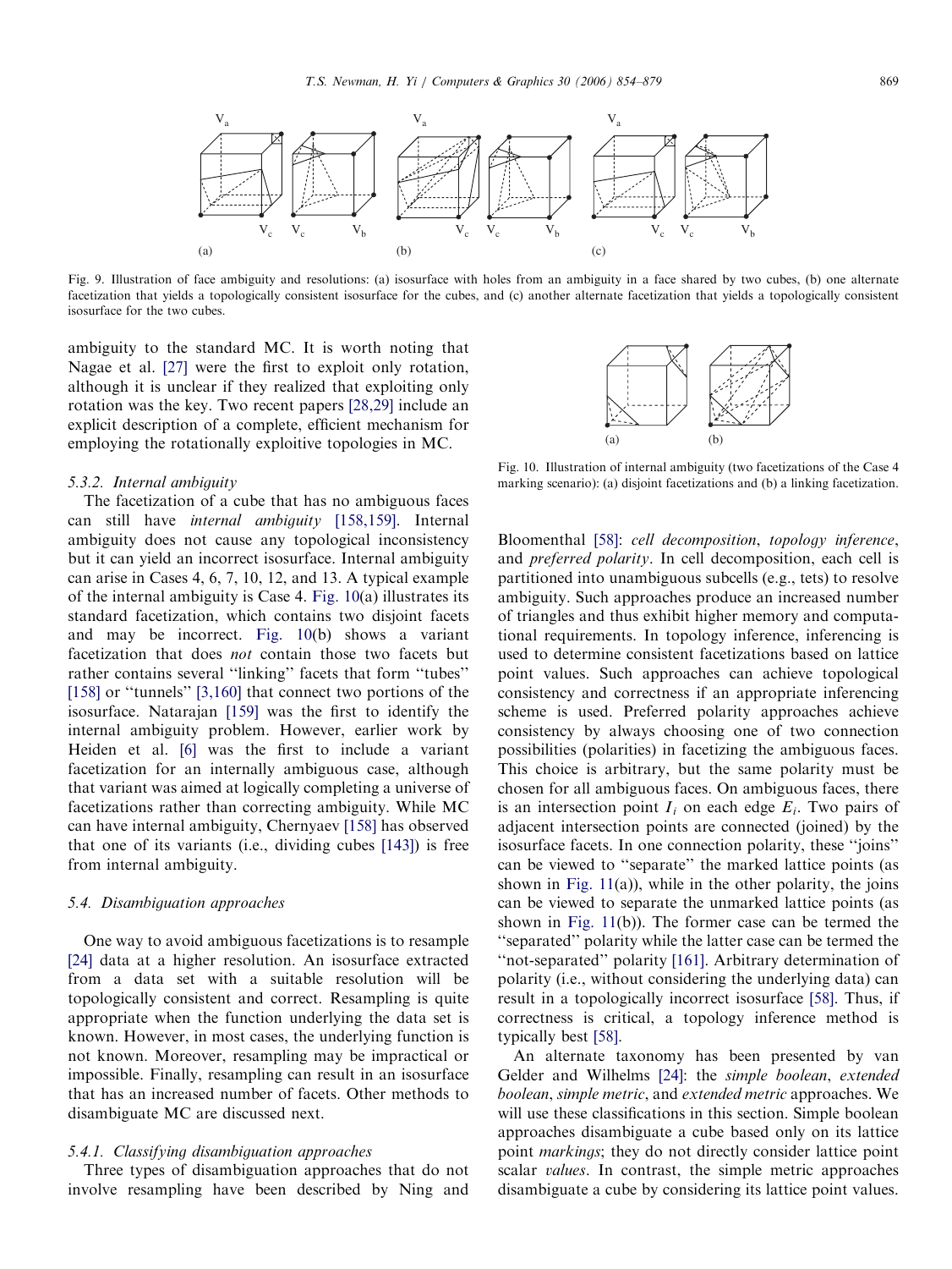V$_a$ V$_c$ V$_c$ V$_b$ (a) V$_a$ V$_c$ V$_c$ V$_b$ (b) V$_a$ V$_c$ V$_c$ V$_b$ (c)

Fig. 9. Illustration of face ambiguity and resolutions: (a) isosurface with holes from an ambiguity in a face shared by two cubes, (b) one alternate facetization that yields a topologically consistent isosurface for the cubes, and (c) another alternate facetization that yields a topologically consistent isosurface for the two cubes.

ambiguity to the standard MC. It is worth noting that Nagae et al. [27] were the first to exploit only rotation, although it is unclear if they realized that exploiting only rotation was the key. Two recent papers [28,29] include an explicit description of a complete, efficient mechanism for employing the rotationally exploitive topologies in MC.

### 5.3.2. Internal ambiguity

The facetization of a cube that has no ambiguous faces can still have *internal ambiguity* [158,159]. Internal ambiguity does not cause any topological inconsistency but it can yield an incorrect isosurface. Internal ambiguity can arise in Cases 4, 6, 7, 10, 12, and 13. A typical example of the internal ambiguity is Case 4. Fig. 10(a) illustrates its standard facetization, which contains two disjoint facets and may be incorrect. Fig. 10(b) shows a variant facetization that does *not* contain those two facets but rather contains several "linking" facets that form "tubes" [158] or "tunnels" [3,160] that connect two portions of the isosurface. Natarajan [159] was the first to identify the internal ambiguity problem. However, earlier work by Heiden et al. [6] was the first to include a variant facetization for an internally ambiguous case, although that variant was aimed at logically completing a universe of facetizations rather than correcting ambiguity. While MC can have internal ambiguity, Chernyaev [158] has observed that one of its variants (i.e., dividing cubes [143]) is free from internal ambiguity.

(a) (b)

Fig. 10. Illustration of internal ambiguity (two facetizations of the Case 4 marking scenario): (a) disjoint facetizations and (b) a linking facetization.

## 5.4. Disambiguation approaches

One way to avoid ambiguous facetizations is to resample [24] data at a higher resolution. An isosurface extracted from a data set with a suitable resolution will be topologically consistent and correct. Resampling is quite appropriate when the function underlying the data set is known. However, in most cases, the underlying function is not known. Moreover, resampling may be impractical or impossible. Finally, resampling can result in an isosurface that has an increased number of facets. Other methods to disambiguate MC are discussed next.

### 5.4.1. Classifying disambiguation approaches

Three types of disambiguation approaches that do not involve resampling have been described by Ning and Bloomenthal [58]: *cell decomposition*, *topology inference*, and *preferred polarity*. In cell decomposition, each cell is partitioned into unambiguous subcells (e.g., tets) to resolve ambiguity. Such approaches produce an increased number of triangles and thus exhibit higher memory and computational requirements. In topology inference, inferencing is used to determine consistent facetizations based on lattice point values. Such approaches can achieve topological consistency and correctness if an appropriate inferencing scheme is used. Preferred polarity approaches achieve consistency by always choosing one of two connection possibilities (polarities) in facetizing the ambiguous faces. This choice is arbitrary, but the same polarity must be chosen for all ambiguous faces. On ambiguous faces, there is an intersection point $I_i$ on each edge $E_i$. Two pairs of adjacent intersection points are connected (joined) by the isosurface facets. In one connection polarity, these "joins" can be viewed to "separate" the marked lattice points (as shown in Fig. 11(a)), while in the other polarity, the joins can be viewed to separate the unmarked lattice points (as shown in Fig. 11(b)). The former case can be termed the "separated" polarity while the latter case can be termed the "not-separated" polarity [161]. Arbitrary determination of polarity (i.e., without considering the underlying data) can result in a topologically incorrect isosurface [58]. Thus, if correctness is critical, a topology inference method is typically best [58].

An alternate taxonomy has been presented by van Gelder and Wilhelms [24]: the *simple boolean*, *extended boolean*, *simple metric*, and *extended metric* approaches. We will use these classifications in this section. Simple boolean approaches disambiguate a cube based only on its lattice point *markings*; they do not directly consider lattice point scalar *values*. In contrast, the simple metric approaches disambiguate a cube by considering its lattice point values.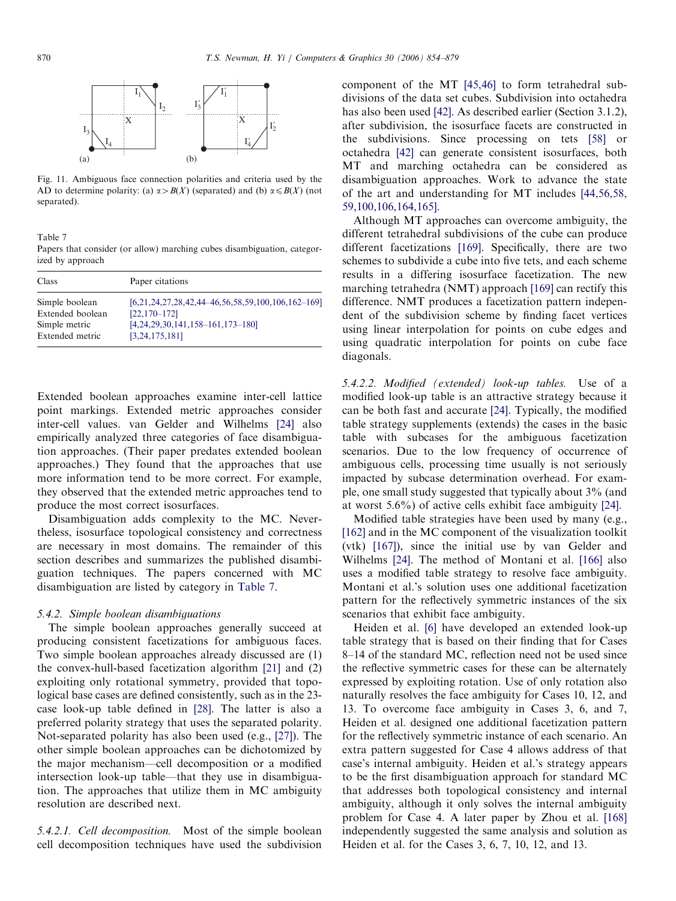(a) (b)

Fig. 11. Ambiguous face connection polarities and criteria used by the AD to determine polarity: (a) $\alpha > B(X)$ (separated) and (b) $\alpha \leqslant B(X)$ (not separated).

Table 7
Papers that consider (or allow) marching cubes disambiguation, categorized by approach

| Class | Paper citations |
|---|---|
| Simple boolean | [6,21,24,27,28,42,44–46,56,58,59,100,106,162–169] |
| Extended boolean | [22,170–172] |
| Simple metric | [4,24,29,30,141,158–161,173–180] |
| Extended metric | [3,24,175,181] |

Extended boolean approaches examine inter-cell lattice point markings. Extended metric approaches consider inter-cell values. van Gelder and Wilhelms [24] also empirically analyzed three categories of face disambiguation approaches. (Their paper predates extended boolean approaches.) They found that the approaches that use more information tend to be more correct. For example, they observed that the extended metric approaches tend to produce the most correct isosurfaces.

Disambiguation adds complexity to the MC. Nevertheless, isosurface topological consistency and correctness are necessary in most domains. The remainder of this section describes and summarizes the published disambiguation techniques. The papers concerned with MC disambiguation are listed by category in Table 7.

### 5.4.2. Simple boolean disambiguations

The simple boolean approaches generally succeed at producing consistent facetizations for ambiguous faces. Two simple boolean approaches already discussed are (1) the convex-hull-based facetization algorithm [21] and (2) exploiting only rotational symmetry, provided that topological base cases are defined consistently, such as in the 23-case look-up table defined in [28]. The latter is also a preferred polarity strategy that uses the separated polarity. Not-separated polarity has also been used (e.g., [27]). The other simple boolean approaches can be dichotomized by the major mechanism—cell decomposition or a modified intersection look-up table—that they use in disambiguation. The approaches that utilize them in MC ambiguity resolution are described next.

*5.4.2.1. Cell decomposition.* Most of the simple boolean cell decomposition techniques have used the subdivision component of the MT [45,46] to form tetrahedral subdivisions of the data set cubes. Subdivision into octahedra has also been used [42]. As described earlier (Section 3.1.2), after subdivision, the isosurface facets are constructed in the subdivisions. Since processing on tets [58] or octahedra [42] can generate consistent isosurfaces, both MT and marching octahedra can be considered as disambiguation approaches. Work to advance the state of the art and understanding for MT includes [44,56,58,59,100,106,164,165].

Although MT approaches can overcome ambiguity, the different tetrahedral subdivisions of the cube can produce different facetizations [169]. Specifically, there are two schemes to subdivide a cube into five tets, and each scheme results in a differing isosurface facetization. The new marching tetrahedra (NMT) approach [169] can rectify this difference. NMT produces a facetization pattern independent of the subdivision scheme by finding facet vertices using linear interpolation for points on cube edges and using quadratic interpolation for points on cube face diagonals.

*5.4.2.2. Modified (extended) look-up tables.* Use of a modified look-up table is an attractive strategy because it can be both fast and accurate [24]. Typically, the modified table strategy supplements (extends) the cases in the basic table with subcases for the ambiguous facetization scenarios. Due to the low frequency of occurrence of ambiguous cells, processing time usually is not seriously impacted by subcase determination overhead. For example, one small study suggested that typically about 3% (and at worst 5.6%) of active cells exhibit face ambiguity [24].

Modified table strategies have been used by many (e.g., [162] and in the MC component of the visualization toolkit (vtk) [167]), since the initial use by van Gelder and Wilhelms [24]. The method of Montani et al. [166] also uses a modified table strategy to resolve face ambiguity. Montani et al.'s solution uses one additional facetization pattern for the reflectively symmetric instances of the six scenarios that exhibit face ambiguity.

Heiden et al. [6] have developed an extended look-up table strategy that is based on their finding that for Cases 8–14 of the standard MC, reflection need not be used since the reflective symmetric cases for these can be alternately expressed by exploiting rotation. Use of only rotation also naturally resolves the face ambiguity for Cases 10, 12, and 13. To overcome face ambiguity in Cases 3, 6, and 7, Heiden et al. designed one additional facetization pattern for the reflectively symmetric instance of each scenario. An extra pattern suggested for Case 4 allows address of that case's internal ambiguity. Heiden et al.'s strategy appears to be the first disambiguation approach for standard MC that addresses both topological consistency and internal ambiguity, although it only solves the internal ambiguity problem for Case 4. A later paper by Zhou et al. [168] independently suggested the same analysis and solution as Heiden et al. for the Cases 3, 6, 7, 10, 12, and 13.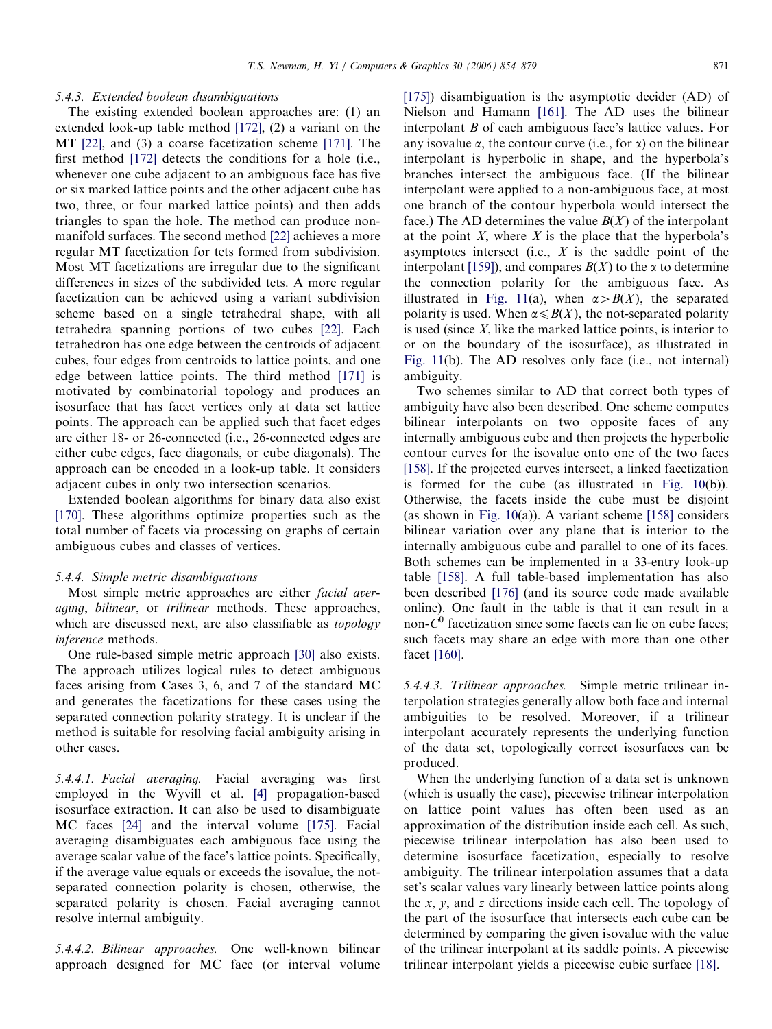#### 5.4.3. Extended boolean disambiguations

The existing extended boolean approaches are: (1) an extended look-up table method [172], (2) a variant on the MT [22], and (3) a coarse facetization scheme [171]. The first method [172] detects the conditions for a hole (i.e., whenever one cube adjacent to an ambiguous face has five or six marked lattice points and the other adjacent cube has two, three, or four marked lattice points) and then adds triangles to span the hole. The method can produce non-manifold surfaces. The second method [22] achieves a more regular MT facetization for tets formed from subdivision. Most MT facetizations are irregular due to the significant differences in sizes of the subdivided tets. A more regular facetization can be achieved using a variant subdivision scheme based on a single tetrahedral shape, with all tetrahedra spanning portions of two cubes [22]. Each tetrahedron has one edge between the centroids of adjacent cubes, four edges from centroids to lattice points, and one edge between lattice points. The third method [171] is motivated by combinatorial topology and produces an isosurface that has facet vertices only at data set lattice points. The approach can be applied such that facet edges are either 18- or 26-connected (i.e., 26-connected edges are either cube edges, face diagonals, or cube diagonals). The approach can be encoded in a look-up table. It considers adjacent cubes in only two intersection scenarios.

Extended boolean algorithms for binary data also exist [170]. These algorithms optimize properties such as the total number of facets via processing on graphs of certain ambiguous cubes and classes of vertices.

#### 5.4.4. Simple metric disambiguations

Most simple metric approaches are either *facial averaging*, *bilinear*, or *trilinear* methods. These approaches, which are discussed next, are also classifiable as *topology inference* methods.

One rule-based simple metric approach [30] also exists. The approach utilizes logical rules to detect ambiguous faces arising from Cases 3, 6, and 7 of the standard MC and generates the facetizations for these cases using the separated connection polarity strategy. It is unclear if the method is suitable for resolving facial ambiguity arising in other cases.

*5.4.4.1. Facial averaging.* Facial averaging was first employed in the Wyvill et al. [4] propagation-based isosurface extraction. It can also be used to disambiguate MC faces [24] and the interval volume [175]. Facial averaging disambiguates each ambiguous face using the average scalar value of the face's lattice points. Specifically, if the average value equals or exceeds the isovalue, the not-separated connection polarity is chosen, otherwise, the separated polarity is chosen. Facial averaging cannot resolve internal ambiguity.

*5.4.4.2. Bilinear approaches.* One well-known bilinear approach designed for MC face (or interval volume [175]) disambiguation is the asymptotic decider (AD) of Nielson and Hamann [161]. The AD uses the bilinear interpolant $B$ of each ambiguous face's lattice values. For any isovalue $\alpha$, the contour curve (i.e., for $\alpha$) on the bilinear interpolant is hyperbolic in shape, and the hyperbola's branches intersect the ambiguous face. (If the bilinear interpolant were applied to a non-ambiguous face, at most one branch of the contour hyperbola would intersect the face.) The AD determines the value $B(X)$ of the interpolant at the point $X$, where $X$ is the place that the hyperbola's asymptotes intersect (i.e., $X$ is the saddle point of the interpolant [159]), and compares $B(X)$ to the $\alpha$ to determine the connection polarity for the ambiguous face. As illustrated in Fig. 11(a), when $\alpha > B(X)$, the separated polarity is used. When $\alpha \leqslant B(X)$, the not-separated polarity is used (since $X$, like the marked lattice points, is interior to or on the boundary of the isosurface), as illustrated in Fig. 11(b). The AD resolves only face (i.e., not internal) ambiguity.

Two schemes similar to AD that correct both types of ambiguity have also been described. One scheme computes bilinear interpolants on two opposite faces of any internally ambiguous cube and then projects the hyperbolic contour curves for the isovalue onto one of the two faces [158]. If the projected curves intersect, a linked facetization is formed for the cube (as illustrated in Fig. 10(b)). Otherwise, the facets inside the cube must be disjoint (as shown in Fig. 10(a)). A variant scheme [158] considers bilinear variation over any plane that is interior to the internally ambiguous cube and parallel to one of its faces. Both schemes can be implemented in a 33-entry look-up table [158]. A full table-based implementation has also been described [176] (and its source code made available online). One fault in the table is that it can result in a non-$C^0$ facetization since some facets can lie on cube faces; such facets may share an edge with more than one other facet [160].

*5.4.4.3. Trilinear approaches.* Simple metric trilinear interpolation strategies generally allow both face and internal ambiguities to be resolved. Moreover, if a trilinear interpolant accurately represents the underlying function of the data set, topologically correct isosurfaces can be produced.

When the underlying function of a data set is unknown (which is usually the case), piecewise trilinear interpolation on lattice point values has often been used as an approximation of the distribution inside each cell. As such, piecewise trilinear interpolation has also been used to determine isosurface facetization, especially to resolve ambiguity. The trilinear interpolation assumes that a data set's scalar values vary linearly between lattice points along the $x$, $y$, and $z$ directions inside each cell. The topology of the part of the isosurface that intersects each cube can be determined by comparing the given isovalue with the value of the trilinear interpolant at its saddle points. A piecewise trilinear interpolant yields a piecewise cubic surface [18].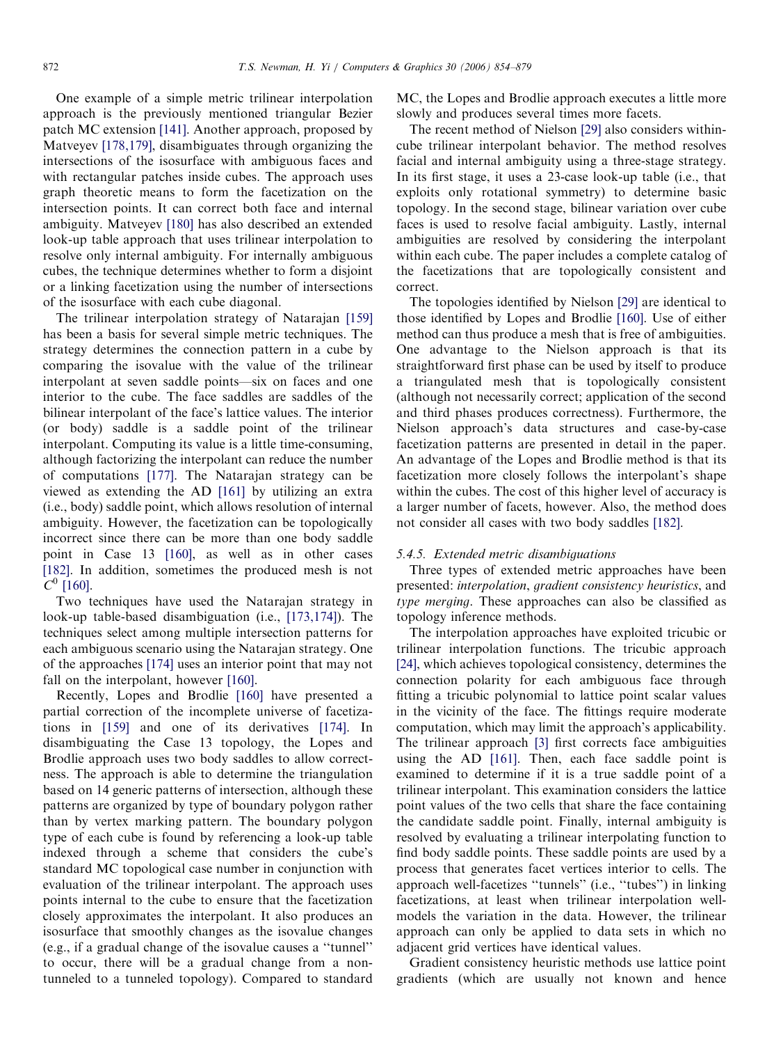One example of a simple metric trilinear interpolation approach is the previously mentioned triangular Bezier patch MC extension [141]. Another approach, proposed by Matveyev [178,179], disambiguates through organizing the intersections of the isosurface with ambiguous faces and with rectangular patches inside cubes. The approach uses graph theoretic means to form the facetization on the intersection points. It can correct both face and internal ambiguity. Matveyev [180] has also described an extended look-up table approach that uses trilinear interpolation to resolve only internal ambiguity. For internally ambiguous cubes, the technique determines whether to form a disjoint or a linking facetization using the number of intersections of the isosurface with each cube diagonal.

The trilinear interpolation strategy of Natarajan [159] has been a basis for several simple metric techniques. The strategy determines the connection pattern in a cube by comparing the isovalue with the value of the trilinear interpolant at seven saddle points—six on faces and one interior to the cube. The face saddles are saddles of the bilinear interpolant of the face's lattice values. The interior (or body) saddle is a saddle point of the trilinear interpolant. Computing its value is a little time-consuming, although factorizing the interpolant can reduce the number of computations [177]. The Natarajan strategy can be viewed as extending the AD [161] by utilizing an extra (i.e., body) saddle point, which allows resolution of internal ambiguity. However, the facetization can be topologically incorrect since there can be more than one body saddle point in Case 13 [160], as well as in other cases [182]. In addition, sometimes the produced mesh is not $C^0$ [160].

Two techniques have used the Natarajan strategy in look-up table-based disambiguation (i.e., [173,174]). The techniques select among multiple intersection patterns for each ambiguous scenario using the Natarajan strategy. One of the approaches [174] uses an interior point that may not fall on the interpolant, however [160].

Recently, Lopes and Brodlie [160] have presented a partial correction of the incomplete universe of facetizations in [159] and one of its derivatives [174]. In disambiguating the Case 13 topology, the Lopes and Brodlie approach uses two body saddles to allow correctness. The approach is able to determine the triangulation based on 14 generic patterns of intersection, although these patterns are organized by type of boundary polygon rather than by vertex marking pattern. The boundary polygon type of each cube is found by referencing a look-up table indexed through a scheme that considers the cube's standard MC topological case number in conjunction with evaluation of the trilinear interpolant. The approach uses points internal to the cube to ensure that the facetization closely approximates the interpolant. It also produces an isosurface that smoothly changes as the isovalue changes (e.g., if a gradual change of the isovalue causes a "tunnel" to occur, there will be a gradual change from a non-tunneled to a tunneled topology). Compared to standard MC, the Lopes and Brodlie approach executes a little more slowly and produces several times more facets.

The recent method of Nielson [29] also considers within-cube trilinear interpolant behavior. The method resolves facial and internal ambiguity using a three-stage strategy. In its first stage, it uses a 23-case look-up table (i.e., that exploits only rotational symmetry) to determine basic topology. In the second stage, bilinear variation over cube faces is used to resolve facial ambiguity. Lastly, internal ambiguities are resolved by considering the interpolant within each cube. The paper includes a complete catalog of the facetizations that are topologically consistent and correct.

The topologies identified by Nielson [29] are identical to those identified by Lopes and Brodlie [160]. Use of either method can thus produce a mesh that is free of ambiguities. One advantage to the Nielson approach is that its straightforward first phase can be used by itself to produce a triangulated mesh that is topologically consistent (although not necessarily correct; application of the second and third phases produces correctness). Furthermore, the Nielson approach's data structures and case-by-case facetization patterns are presented in detail in the paper. An advantage of the Lopes and Brodlie method is that its facetization more closely follows the interpolant's shape within the cubes. The cost of this higher level of accuracy is a larger number of facets, however. Also, the method does not consider all cases with two body saddles [182].

### 5.4.5. Extended metric disambiguations

Three types of extended metric approaches have been presented: *interpolation*, *gradient consistency heuristics*, and *type merging*. These approaches can also be classified as topology inference methods.

The interpolation approaches have exploited tricubic or trilinear interpolation functions. The tricubic approach [24], which achieves topological consistency, determines the connection polarity for each ambiguous face through fitting a tricubic polynomial to lattice point scalar values in the vicinity of the face. The fittings require moderate computation, which may limit the approach's applicability. The trilinear approach [3] first corrects face ambiguities using the AD [161]. Then, each face saddle point is examined to determine if it is a true saddle point of a trilinear interpolant. This examination considers the lattice point values of the two cells that share the face containing the candidate saddle point. Finally, internal ambiguity is resolved by evaluating a trilinear interpolating function to find body saddle points. These saddle points are used by a process that generates facet vertices interior to cells. The approach well-facetizes "tunnels" (i.e., "tubes") in linking facetizations, at least when trilinear interpolation well-models the variation in the data. However, the trilinear approach can only be applied to data sets in which no adjacent grid vertices have identical values.

Gradient consistency heuristic methods use lattice point gradients (which are usually not known and hence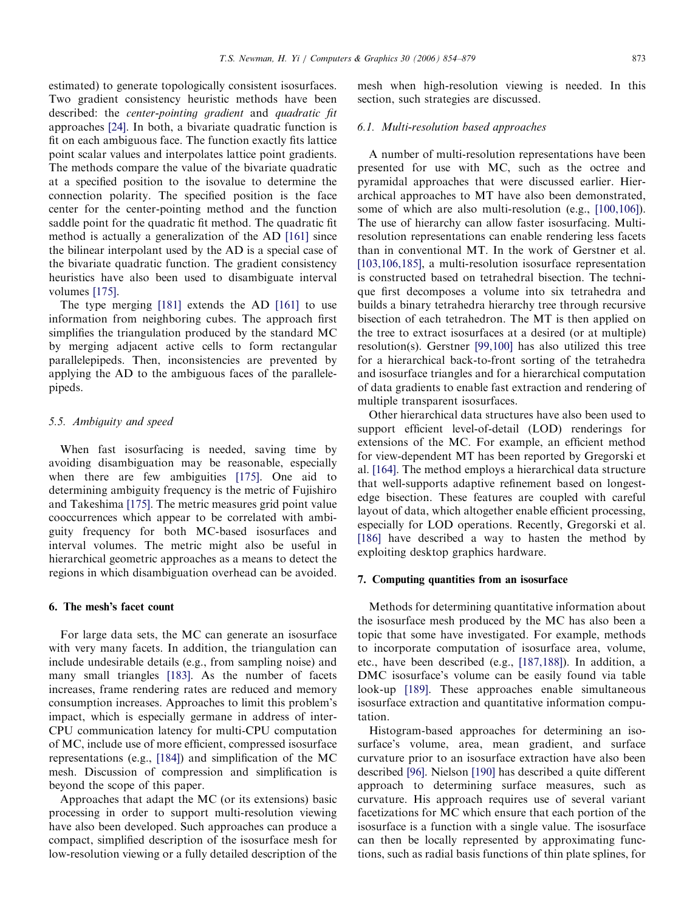estimated) to generate topologically consistent isosurfaces. Two gradient consistency heuristic methods have been described: the *center-pointing gradient* and *quadratic fit* approaches [24]. In both, a bivariate quadratic function is fit on each ambiguous face. The function exactly fits lattice point scalar values and interpolates lattice point gradients. The methods compare the value of the bivariate quadratic at a specified position to the isovalue to determine the connection polarity. The specified position is the face center for the center-pointing method and the function saddle point for the quadratic fit method. The quadratic fit method is actually a generalization of the AD [161] since the bilinear interpolant used by the AD is a special case of the bivariate quadratic function. The gradient consistency heuristics have also been used to disambiguate interval volumes [175].

The type merging [181] extends the AD [161] to use information from neighboring cubes. The approach first simplifies the triangulation produced by the standard MC by merging adjacent active cells to form rectangular parallelepipeds. Then, inconsistencies are prevented by applying the AD to the ambiguous faces of the parallelepipeds.

### 5.5. Ambiguity and speed

When fast isosurfacing is needed, saving time by avoiding disambiguation may be reasonable, especially when there are few ambiguities [175]. One aid to determining ambiguity frequency is the metric of Fujishiro and Takeshima [175]. The metric measures grid point value cooccurrences which appear to be correlated with ambiguity frequency for both MC-based isosurfaces and interval volumes. The metric might also be useful in hierarchical geometric approaches as a means to detect the regions in which disambiguation overhead can be avoided.

## 6. The mesh's facet count

For large data sets, the MC can generate an isosurface with very many facets. In addition, the triangulation can include undesirable details (e.g., from sampling noise) and many small triangles [183]. As the number of facets increases, frame rendering rates are reduced and memory consumption increases. Approaches to limit this problem's impact, which is especially germane in address of inter-CPU communication latency for multi-CPU computation of MC, include use of more efficient, compressed isosurface representations (e.g., [184]) and simplification of the MC mesh. Discussion of compression and simplification is beyond the scope of this paper.

Approaches that adapt the MC (or its extensions) basic processing in order to support multi-resolution viewing have also been developed. Such approaches can produce a compact, simplified description of the isosurface mesh for low-resolution viewing or a fully detailed description of the mesh when high-resolution viewing is needed. In this section, such strategies are discussed.

### 6.1. Multi-resolution based approaches

A number of multi-resolution representations have been presented for use with MC, such as the octree and pyramidal approaches that were discussed earlier. Hierarchical approaches to MT have also been demonstrated, some of which are also multi-resolution (e.g., [100,106]). The use of hierarchy can allow faster isosurfacing. Multi-resolution representations can enable rendering less facets than in conventional MT. In the work of Gerstner et al. [103,106,185], a multi-resolution isosurface representation is constructed based on tetrahedral bisection. The technique first decomposes a volume into six tetrahedra and builds a binary tetrahedra hierarchy tree through recursive bisection of each tetrahedron. The MT is then applied on the tree to extract isosurfaces at a desired (or at multiple) resolution(s). Gerstner [99,100] has also utilized this tree for a hierarchical back-to-front sorting of the tetrahedra and isosurface triangles and for a hierarchical computation of data gradients to enable fast extraction and rendering of multiple transparent isosurfaces.

Other hierarchical data structures have also been used to support efficient level-of-detail (LOD) renderings for extensions of the MC. For example, an efficient method for view-dependent MT has been reported by Gregorski et al. [164]. The method employs a hierarchical data structure that well-supports adaptive refinement based on longest-edge bisection. These features are coupled with careful layout of data, which altogether enable efficient processing, especially for LOD operations. Recently, Gregorski et al. [186] have described a way to hasten the method by exploiting desktop graphics hardware.

## 7. Computing quantities from an isosurface

Methods for determining quantitative information about the isosurface mesh produced by the MC has also been a topic that some have investigated. For example, methods to incorporate computation of isosurface area, volume, etc., have been described (e.g., [187,188]). In addition, a DMC isosurface's volume can be easily found via table look-up [189]. These approaches enable simultaneous isosurface extraction and quantitative information computation.

Histogram-based approaches for determining an isosurface's volume, area, mean gradient, and surface curvature prior to an isosurface extraction have also been described [96]. Nielson [190] has described a quite different approach to determining surface measures, such as curvature. His approach requires use of several variant facetizations for MC which ensure that each portion of the isosurface is a function with a single value. The isosurface can then be locally represented by approximating functions, such as radial basis functions of thin plate splines, for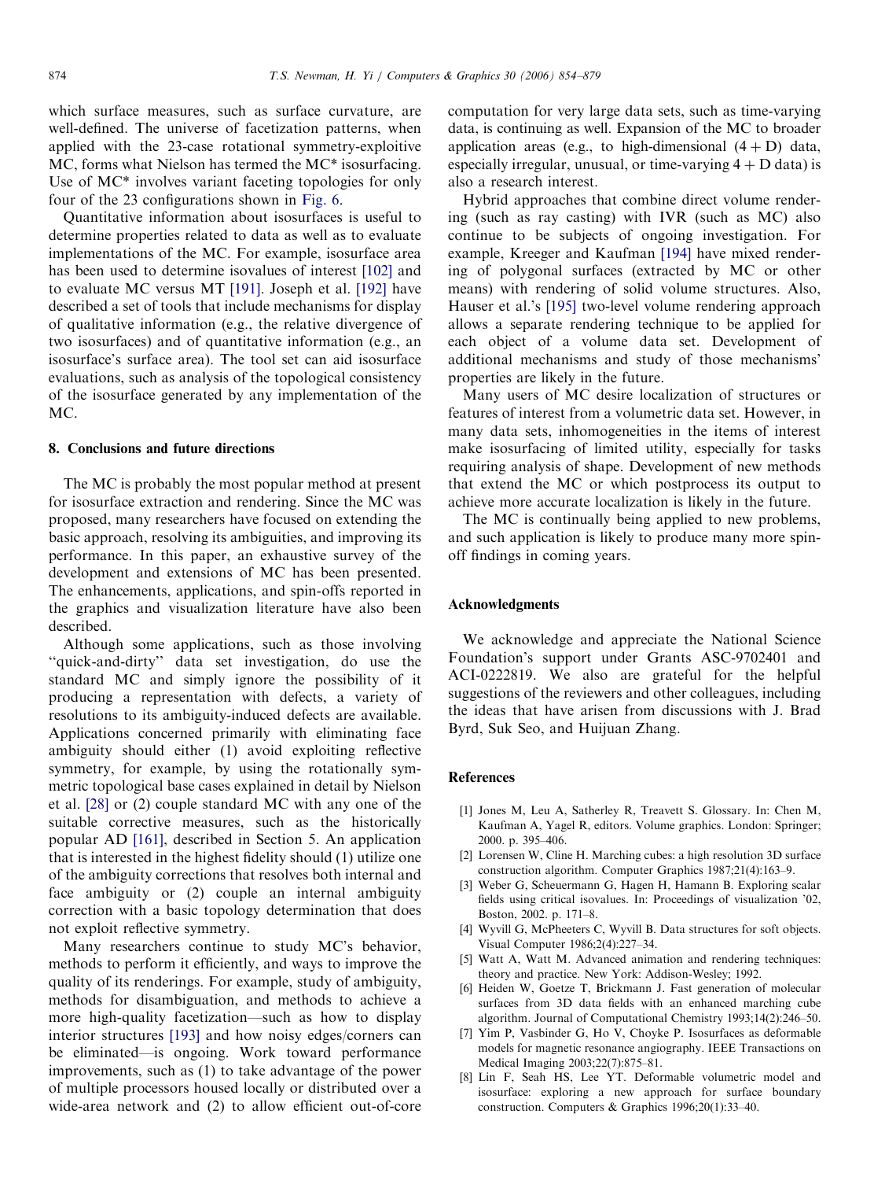which surface measures, such as surface curvature, are well-defined. The universe of facetization patterns, when applied with the 23-case rotational symmetry-exploitive MC, forms what Nielson has termed the MC* isosurfacing. Use of MC* involves variant faceting topologies for only four of the 23 configurations shown in Fig. 6.

Quantitative information about isosurfaces is useful to determine properties related to data as well as to evaluate implementations of the MC. For example, isosurface area has been used to determine isovalues of interest [102] and to evaluate MC versus MT [191]. Joseph et al. [192] have described a set of tools that include mechanisms for display of qualitative information (e.g., the relative divergence of two isosurfaces) and of quantitative information (e.g., an isosurface's surface area). The tool set can aid isosurface evaluations, such as analysis of the topological consistency of the isosurface generated by any implementation of the MC.

## 8. Conclusions and future directions

The MC is probably the most popular method at present for isosurface extraction and rendering. Since the MC was proposed, many researchers have focused on extending the basic approach, resolving its ambiguities, and improving its performance. In this paper, an exhaustive survey of the development and extensions of MC has been presented. The enhancements, applications, and spin-offs reported in the graphics and visualization literature have also been described.

Although some applications, such as those involving "quick-and-dirty" data set investigation, do use the standard MC and simply ignore the possibility of it producing a representation with defects, a variety of resolutions to its ambiguity-induced defects are available. Applications concerned primarily with eliminating face ambiguity should either (1) avoid exploiting reflective symmetry, for example, by using the rotationally symmetric topological base cases explained in detail by Nielson et al. [28] or (2) couple standard MC with any one of the suitable corrective measures, such as the historically popular AD [161], described in Section 5. An application that is interested in the highest fidelity should (1) utilize one of the ambiguity corrections that resolves both internal and face ambiguity or (2) couple an internal ambiguity correction with a basic topology determination that does not exploit reflective symmetry.

Many researchers continue to study MC's behavior, methods to perform it efficiently, and ways to improve the quality of its renderings. For example, study of ambiguity, methods for disambiguation, and methods to achieve a more high-quality facetization—such as how to display interior structures [193] and how noisy edges/corners can be eliminated—is ongoing. Work toward performance improvements, such as (1) to take advantage of the power of multiple processors housed locally or distributed over a wide-area network and (2) to allow efficient out-of-core computation for very large data sets, such as time-varying data, is continuing as well. Expansion of the MC to broader application areas (e.g., to high-dimensional $(4+\text{D})$ data, especially irregular, unusual, or time-varying $4+\text{D}$ data) is also a research interest.

Hybrid approaches that combine direct volume rendering (such as ray casting) with IVR (such as MC) also continue to be subjects of ongoing investigation. For example, Kreeger and Kaufman [194] have mixed rendering of polygonal surfaces (extracted by MC or other means) with rendering of solid volume structures. Also, Hauser et al.'s [195] two-level volume rendering approach allows a separate rendering technique to be applied for each object of a volume data set. Development of additional mechanisms and study of those mechanisms' properties are likely in the future.

Many users of MC desire localization of structures or features of interest from a volumetric data set. However, in many data sets, inhomogeneities in the items of interest make isosurfacing of limited utility, especially for tasks requiring analysis of shape. Development of new methods that extend the MC or which postprocess its output to achieve more accurate localization is likely in the future.

The MC is continually being applied to new problems, and such application is likely to produce many more spin-off findings in coming years.

## Acknowledgments

We acknowledge and appreciate the National Science Foundation's support under Grants ASC-9702401 and ACI-0222819. We also are grateful for the helpful suggestions of the reviewers and other colleagues, including the ideas that have arisen from discussions with J. Brad Byrd, Suk Seo, and Huijuan Zhang.

## References

[1] Jones M, Leu A, Satherley R, Treavett S. Glossary. In: Chen M, Kaufman A, Yagel R, editors. Volume graphics. London: Springer; 2000. p. 395–406.

[2] Lorensen W, Cline H. Marching cubes: a high resolution 3D surface construction algorithm. Computer Graphics 1987;21(4):163–9.

[3] Weber G, Scheuermann G, Hagen H, Hamann B. Exploring scalar fields using critical isovalues. In: Proceedings of visualization '02, Boston, 2002. p. 171–8.

[4] Wyvill G, McPheeters C, Wyvill B. Data structures for soft objects. Visual Computer 1986;2(4):227–34.

[5] Watt A, Watt M. Advanced animation and rendering techniques: theory and practice. New York: Addison-Wesley; 1992.

[6] Heiden W, Goetze T, Brickmann J. Fast generation of molecular surfaces from 3D data fields with an enhanced marching cube algorithm. Journal of Computational Chemistry 1993;14(2):246–50.

[7] Yim P, Vasbinder G, Ho V, Choyke P. Isosurfaces as deformable models for magnetic resonance angiography. IEEE Transactions on Medical Imaging 2003;22(7):875–81.

[8] Lin F, Seah HS, Lee YT. Deformable volumetric model and isosurface: exploring a new approach for surface boundary construction. Computers & Graphics 1996;20(1):33–40.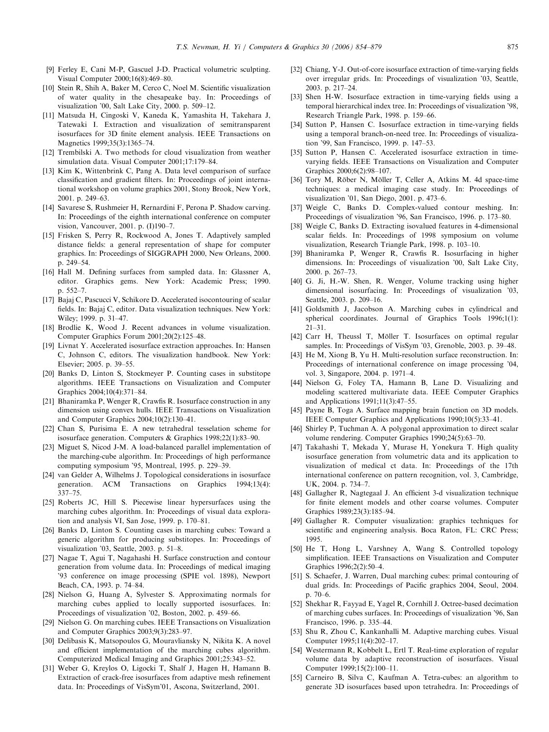[9] Ferley E, Cani M-P, Gascuel J-D. Practical volumetric sculpting. Visual Computer 2000;16(8):469–80.

[10] Stein R, Shih A, Baker M, Cerco C, Noel M. Scientific visualization of water quality in the chesapeake bay. In: Proceedings of visualization '00, Salt Lake City, 2000. p. 509–12.

[11] Matsuda H, Cingoski V, Kaneda K, Yamashita H, Takehara J, Tatewaki I. Extraction and visualization of semitransparent isosurfaces for 3D finite element analysis. IEEE Transactions on Magnetics 1999;35(3):1365–74.

[12] Trembilski A. Two methods for cloud visualization from weather simulation data. Visual Computer 2001;17:179–84.

[13] Kim K, Wittenbrink C, Pang A. Data level comparison of surface classification and gradient filters. In: Proceedings of joint international workshop on volume graphics 2001, Stony Brook, New York, 2001. p. 249–63.

[14] Savarese S, Rushmeier H, Rernardini F, Perona P. Shadow carving. In: Proceedings of the eighth international conference on computer vision, Vancouver, 2001. p. (I)190–7.

[15] Frisken S, Perry R, Rockwood A, Jones T. Adaptively sampled distance fields: a general representation of shape for computer graphics. In: Proceedings of SIGGRAPH 2000, New Orleans, 2000. p. 249–54.

[16] Hall M. Defining surfaces from sampled data. In: Glassner A, editor. Graphics gems. New York: Academic Press; 1990. p. 552–7.

[17] Bajaj C, Pascucci V, Schikore D. Accelerated isocontouring of scalar fields. In: Bajaj C, editor. Data visualization techniques. New York: Wiley; 1999. p. 31–47.

[18] Brodlie K, Wood J. Recent advances in volume visualization. Computer Graphics Forum 2001;20(2):125–48.

[19] Livnat Y. Accelerated isosurface extraction approaches. In: Hansen C, Johnson C, editors. The visualization handbook. New York: Elsevier; 2005. p. 39–55.

[20] Banks D, Linton S, Stockmeyer P. Counting cases in substitope algorithms. IEEE Transactions on Visualization and Computer Graphics 2004;10(4):371–84.

[21] Bhaniramka P, Wenger R, Crawfis R. Isosurface construction in any dimension using convex hulls. IEEE Transactions on Visualization and Computer Graphics 2004;10(2):130–41.

[22] Chan S, Purisima E. A new tetrahedral tesselation scheme for isosurface generation. Computers & Graphics 1998;22(1):83–90.

[23] Miguet S, Nicod J-M. A load-balanced parallel implementation of the marching-cube algorithm. In: Proceedings of high performance computing symposium '95, Montreal, 1995. p. 229–39.

[24] van Gelder A, Wilhelms J. Topological considerations in isosurface generation. ACM Transactions on Graphics 1994;13(4): 337–75.

[25] Roberts JC, Hill S. Piecewise linear hypersurfaces using the marching cubes algorithm. In: Proceedings of visual data exploration and analysis VI, San Jose, 1999. p. 170–81.

[26] Banks D, Linton S. Counting cases in marching cubes: Toward a generic algorithm for producing substitopes. In: Proceedings of visualization '03, Seattle, 2003. p. 51–8.

[27] Nagae T, Agui T, Nagahashi H. Surface construction and contour generation from volume data. In: Proceedings of medical imaging '93 conference on image processing (SPIE vol. 1898), Newport Beach, CA, 1993. p. 74–84.

[28] Nielson G, Huang A, Sylvester S. Approximating normals for marching cubes applied to locally supported isosurfaces. In: Proceedings of visualization '02, Boston, 2002. p. 459–66.

[29] Nielson G. On marching cubes. IEEE Transactions on Visualization and Computer Graphics 2003;9(3):283–97.

[30] Delibasis K, Matsopoulos G, Mouravliansky N, Nikita K. A novel and efficient implementation of the marching cubes algorithm. Computerized Medical Imaging and Graphics 2001;25:343–52.

[31] Weber G, Kreylos O, Ligocki T, Shalf J, Hagen H, Hamann B. Extraction of crack-free isosurfaces from adaptive mesh refinement data. In: Proceedings of VisSym'01, Ascona, Switzerland, 2001.

[32] Chiang, Y-J. Out-of-core isosurface extraction of time-varying fields over irregular grids. In: Proceedings of visualization '03, Seattle, 2003. p. 217–24.

[33] Shen H-W. Isosurface extraction in time-varying fields using a temporal hierarchical index tree. In: Proceedings of visualization '98, Research Triangle Park, 1998. p. 159–66.

[34] Sutton P, Hansen C. Isosurface extraction in time-varying fields using a temporal branch-on-need tree. In: Proceedings of visualization '99, San Francisco, 1999. p. 147–53.

[35] Sutton P, Hansen C. Accelerated isosurface extraction in time-varying fields. IEEE Transactions on Visualization and Computer Graphics 2000;6(2):98–107.

[36] Tory M, Röber N, Möller T, Celler A, Atkins M. 4d space-time techniques: a medical imaging case study. In: Proceedings of visualization '01, San Diego, 2001. p. 473–6.

[37] Weigle C, Banks D. Complex-valued contour meshing. In: Proceedings of visualization '96, San Francisco, 1996. p. 173–80.

[38] Weigle C, Banks D. Extracting isovalued features in 4-dimensional scalar fields. In: Proceedings of 1998 symposium on volume visualization, Research Triangle Park, 1998. p. 103–10.

[39] Bhaniramka P, Wenger R, Crawfis R. Isosurfacing in higher dimensions. In: Proceedings of visualization '00, Salt Lake City, 2000. p. 267–73.

[40] G. Ji, H.-W. Shen, R. Wenger, Volume tracking using higher dimensional isosurfacing. In: Proceedings of visualization '03, Seattle, 2003. p. 209–16.

[41] Goldsmith J, Jacobson A. Marching cubes in cylindrical and spherical coordinates. Journal of Graphics Tools 1996;1(1): 21–31.

[42] Carr H, Theussl T, Möller T. Isosurfaces on optimal regular samples. In: Proceedings of VisSym '03, Grenoble, 2003. p. 39–48.

[43] He M, Xiong B, Yu H. Multi-resolution surface reconstruction. In: Proceedings of international conference on image processing '04, vol. 3, Singapore, 2004. p. 1971–4.

[44] Nielson G, Foley TA, Hamann B, Lane D. Visualizing and modeling scattered multivariate data. IEEE Computer Graphics and Applications 1991;11(3):47–55.

[45] Payne B, Toga A. Surface mapping brain function on 3D models. IEEE Computer Graphics and Applications 1990;10(5):33–41.

[46] Shirley P, Tuchman A. A polygonal approximation to direct scalar volume rendering. Computer Graphics 1990;24(5):63–70.

[47] Takahashi T, Mekada Y, Murase H, Yonekura T. High quality isosurface generation from volumetric data and its application to visualization of medical ct data. In: Proceedings of the 17th international conference on pattern recognition, vol. 3, Cambridge, UK, 2004. p. 734–7.

[48] Gallagher R, Nagtegaal J. An efficient 3-d visualization technique for finite element models and other coarse volumes. Computer Graphics 1989;23(3):185–94.

[49] Gallagher R. Computer visualization: graphics techniques for scientific and engineering analysis. Boca Raton, FL: CRC Press; 1995.

[50] He T, Hong L, Varshney A, Wang S. Controlled topology simplification. IEEE Transactions on Visualization and Computer Graphics 1996;2(2):50–4.

[51] S. Schaefer, J. Warren, Dual marching cubes: primal contouring of dual grids. In: Proceedings of Pacific graphics 2004, Seoul, 2004. p. 70–6.

[52] Shekhar R, Fayyad E, Yagel R, Cornhill J. Octree-based decimation of marching cubes surfaces. In: Proceedings of visualization '96, San Francisco, 1996. p. 335–44.

[53] Shu R, Zhou C, Kankanhalli M. Adaptive marching cubes. Visual Computer 1995;11(4):202–17.

[54] Westermann R, Kobbelt L, Ertl T. Real-time exploration of regular volume data by adaptive reconstruction of isosurfaces. Visual Computer 1999;15(2):100–11.

[55] Carneiro B, Silva C, Kaufman A. Tetra-cubes: an algorithm to generate 3D isosurfaces based upon tetrahedra. In: Proceedings of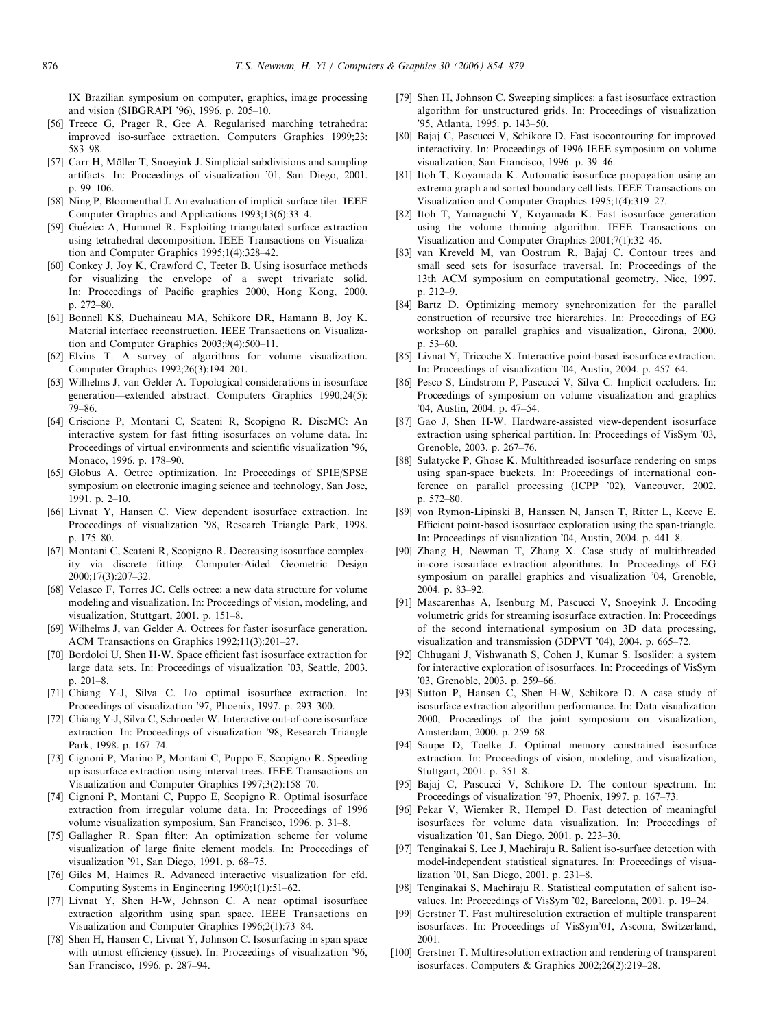IX Brazilian symposium on computer, graphics, image processing and vision (SIBGRAPI '96), 1996. p. 205–10.

[56] Treece G, Prager R, Gee A. Regularised marching tetrahedra: improved iso-surface extraction. Computers Graphics 1999;23: 583–98.

[57] Carr H, Möller T, Snoeyink J. Simplicial subdivisions and sampling artifacts. In: Proceedings of visualization '01, San Diego, 2001. p. 99–106.

[58] Ning P, Bloomenthal J. An evaluation of implicit surface tiler. IEEE Computer Graphics and Applications 1993;13(6):33–4.

[59] Guéziec A, Hummel R. Exploiting triangulated surface extraction using tetrahedral decomposition. IEEE Transactions on Visualization and Computer Graphics 1995;1(4):328–42.

[60] Conkey J, Joy K, Crawford C, Teeter B. Using isosurface methods for visualizing the envelope of a swept trivariate solid. In: Proceedings of Pacific graphics 2000, Hong Kong, 2000. p. 272–80.

[61] Bonnell KS, Duchaineau MA, Schikore DR, Hamann B, Joy K. Material interface reconstruction. IEEE Transactions on Visualization and Computer Graphics 2003;9(4):500–11.

[62] Elvins T. A survey of algorithms for volume visualization. Computer Graphics 1992;26(3):194–201.

[63] Wilhelms J, van Gelder A. Topological considerations in isosurface generation—extended abstract. Computers Graphics 1990;24(5): 79–86.

[64] Criscione P, Montani C, Scateni R, Scopigno R. DiscMC: An interactive system for fast fitting isosurfaces on volume data. In: Proceedings of virtual environments and scientific visualization '96, Monaco, 1996. p. 178–90.

[65] Globus A. Octree optimization. In: Proceedings of SPIE/SPSE symposium on electronic imaging science and technology, San Jose, 1991. p. 2–10.

[66] Livnat Y, Hansen C. View dependent isosurface extraction. In: Proceedings of visualization '98, Research Triangle Park, 1998. p. 175–80.

[67] Montani C, Scateni R, Scopigno R. Decreasing isosurface complexity via discrete fitting. Computer-Aided Geometric Design 2000;17(3):207–32.

[68] Velasco F, Torres JC. Cells octree: a new data structure for volume modeling and visualization. In: Proceedings of vision, modeling, and visualization, Stuttgart, 2001. p. 151–8.

[69] Wilhelms J, van Gelder A. Octrees for faster isosurface generation. ACM Transactions on Graphics 1992;11(3):201–27.

[70] Bordoloi U, Shen H-W. Space efficient fast isosurface extraction for large data sets. In: Proceedings of visualization '03, Seattle, 2003. p. 201–8.

[71] Chiang Y-J, Silva C. I/o optimal isosurface extraction. In: Proceedings of visualization '97, Phoenix, 1997. p. 293–300.

[72] Chiang Y-J, Silva C, Schroeder W. Interactive out-of-core isosurface extraction. In: Proceedings of visualization '98, Research Triangle Park, 1998. p. 167–74.

[73] Cignoni P, Marino P, Montani C, Puppo E, Scopigno R. Speeding up isosurface extraction using interval trees. IEEE Transactions on Visualization and Computer Graphics 1997;3(2):158–70.

[74] Cignoni P, Montani C, Puppo E, Scopigno R. Optimal isosurface extraction from irregular volume data. In: Proceedings of 1996 volume visualization symposium, San Francisco, 1996. p. 31–8.

[75] Gallagher R. Span filter: An optimization scheme for volume visualization of large finite element models. In: Proceedings of visualization '91, San Diego, 1991. p. 68–75.

[76] Giles M, Haimes R. Advanced interactive visualization for cfd. Computing Systems in Engineering 1990;1(1):51–62.

[77] Livnat Y, Shen H-W, Johnson C. A near optimal isosurface extraction algorithm using span space. IEEE Transactions on Visualization and Computer Graphics 1996;2(1):73–84.

[78] Shen H, Hansen C, Livnat Y, Johnson C. Isosurfacing in span space with utmost efficiency (issue). In: Proceedings of visualization '96, San Francisco, 1996. p. 287–94.

[79] Shen H, Johnson C. Sweeping simplices: a fast isosurface extraction algorithm for unstructured grids. In: Proceedings of visualization '95, Atlanta, 1995. p. 143–50.

[80] Bajaj C, Pascucci V, Schikore D. Fast isocontouring for improved interactivity. In: Proceedings of 1996 IEEE symposium on volume visualization, San Francisco, 1996. p. 39–46.

[81] Itoh T, Koyamada K. Automatic isosurface propagation using an extrema graph and sorted boundary cell lists. IEEE Transactions on Visualization and Computer Graphics 1995;1(4):319–27.

[82] Itoh T, Yamaguchi Y, Koyamada K. Fast isosurface generation using the volume thinning algorithm. IEEE Transactions on Visualization and Computer Graphics 2001;7(1):32–46.

[83] van Kreveld M, van Oostrum R, Bajaj C. Contour trees and small seed sets for isosurface traversal. In: Proceedings of the 13th ACM symposium on computational geometry, Nice, 1997. p. 212–9.

[84] Bartz D. Optimizing memory synchronization for the parallel construction of recursive tree hierarchies. In: Proceedings of EG workshop on parallel graphics and visualization, Girona, 2000. p. 53–60.

[85] Livnat Y, Tricoche X. Interactive point-based isosurface extraction. In: Proceedings of visualization '04, Austin, 2004. p. 457–64.

[86] Pesco S, Lindstrom P, Pascucci V, Silva C. Implicit occluders. In: Proceedings of symposium on volume visualization and graphics '04, Austin, 2004. p. 47–54.

[87] Gao J, Shen H-W. Hardware-assisted view-dependent isosurface extraction using spherical partition. In: Proceedings of VisSym '03, Grenoble, 2003. p. 267–76.

[88] Sulatycke P, Ghose K. Multithreaded isosurface rendering on smps using span-space buckets. In: Proceedings of international conference on parallel processing (ICPP '02), Vancouver, 2002. p. 572–80.

[89] von Rymon-Lipinski B, Hanssen N, Jansen T, Ritter L, Keeve E. Efficient point-based isosurface exploration using the span-triangle. In: Proceedings of visualization '04, Austin, 2004. p. 441–8.

[90] Zhang H, Newman T, Zhang X. Case study of multithreaded in-core isosurface extraction algorithms. In: Proceedings of EG symposium on parallel graphics and visualization '04, Grenoble, 2004. p. 83–92.

[91] Mascarenhas A, Isenburg M, Pascucci V, Snoeyink J. Encoding volumetric grids for streaming isosurface extraction. In: Proceedings of the second international symposium on 3D data processing, visualization and transmission (3DPVT '04), 2004. p. 665–72.

[92] Chhugani J, Vishwanath S, Cohen J, Kumar S. Isoslider: a system for interactive exploration of isosurfaces. In: Proceedings of VisSym '03, Grenoble, 2003. p. 259–66.

[93] Sutton P, Hansen C, Shen H-W, Schikore D. A case study of isosurface extraction algorithm performance. In: Data visualization 2000, Proceedings of the joint symposium on visualization, Amsterdam, 2000. p. 259–68.

[94] Saupe D, Toelke J. Optimal memory constrained isosurface extraction. In: Proceedings of vision, modeling, and visualization, Stuttgart, 2001. p. 351–8.

[95] Bajaj C, Pascucci V, Schikore D. The contour spectrum. In: Proceedings of visualization '97, Phoenix, 1997. p. 167–73.

[96] Pekar V, Wiemker R, Hempel D. Fast detection of meaningful isosurfaces for volume data visualization. In: Proceedings of visualization '01, San Diego, 2001. p. 223–30.

[97] Tenginakai S, Lee J, Machiraju R. Salient iso-surface detection with model-independent statistical signatures. In: Proceedings of visualization '01, San Diego, 2001. p. 231–8.

[98] Tenginakai S, Machiraju R. Statistical computation of salient isovalues. In: Proceedings of VisSym '02, Barcelona, 2001. p. 19–24.

[99] Gerstner T. Fast multiresolution extraction of multiple transparent isosurfaces. In: Proceedings of VisSym'01, Ascona, Switzerland, 2001.

[100] Gerstner T. Multiresolution extraction and rendering of transparent isosurfaces. Computers & Graphics 2002;26(2):219–28.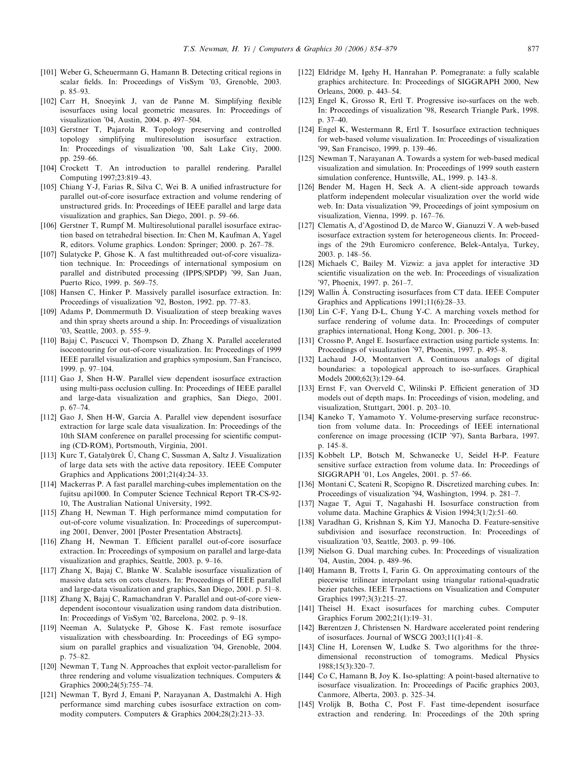[101] Weber G, Scheuermann G, Hamann B. Detecting critical regions in scalar fields. In: Proceedings of VisSym '03, Grenoble, 2003. p. 85–93.

[102] Carr H, Snoeyink J, van de Panne M. Simplifying flexible isosurfaces using local geometric measures. In: Proceedings of visualization '04, Austin, 2004. p. 497–504.

[103] Gerstner T, Pajarola R. Topology preserving and controlled topology simplifying multiresolution isosurface extraction. In: Proceedings of visualization '00, Salt Lake City, 2000. pp. 259–66.

[104] Crockett T. An introduction to parallel rendering. Parallel Computing 1997;23:819–43.

[105] Chiang Y-J, Farias R, Silva C, Wei B. A unified infrastructure for parallel out-of-core isosurface extraction and volume rendering of unstructured grids. In: Proceedings of IEEE parallel and large data visualization and graphics, San Diego, 2001. p. 59–66.

[106] Gerstner T, Rumpf M. Multiresolutional parallel isosurface extraction based on tetrahedral bisection. In: Chen M, Kaufman A, Yagel R, editors. Volume graphics. London: Springer; 2000. p. 267–78.

[107] Sulatycke P, Ghose K. A fast multithreaded out-of-core visualization technique. In: Proceedings of international symposium on parallel and distributed processing (IPPS/SPDP) '99, San Juan, Puerto Rico, 1999. p. 569–75.

[108] Hansen C, Hinker P. Massively parallel isosurface extraction. In: Proceedings of visualization '92, Boston, 1992. pp. 77–83.

[109] Adams P, Dommermuth D. Visualization of steep breaking waves and thin spray sheets around a ship. In: Proceedings of visualization '03, Seattle, 2003. p. 555–9.

[110] Bajaj C, Pascucci V, Thompson D, Zhang X. Parallel accelerated isocontouring for out-of-core visualization. In: Proceedings of 1999 IEEE parallel visualization and graphics symposium, San Francisco, 1999. p. 97–104.

[111] Gao J, Shen H-W. Parallel view dependent isosurface extraction using multi-pass occlusion culling. In: Proceedings of IEEE parallel and large-data visualization and graphics, San Diego, 2001. p. 67–74.

[112] Gao J, Shen H-W, Garcia A. Parallel view dependent isosurface extraction for large scale data visualization. In: Proceedings of the 10th SIAM conference on parallel processing for scientific computing (CD-ROM), Portsmouth, Virginia, 2001.

[113] Kurc T, Gatalyürek Ü, Chang C, Sussman A, Saltz J. Visualization of large data sets with the active data repository. IEEE Computer Graphics and Applications 2001;21(4):24–33.

[114] Mackerras P. A fast parallel marching-cubes implementation on the fujitsu api1000. In Computer Science Technical Report TR-CS-92-10, The Australian National University, 1992.

[115] Zhang H, Newman T. High performance mimd computation for out-of-core volume visualization. In: Proceedings of supercomputing 2001, Denver, 2001 [Poster Presentation Abstracts].

[116] Zhang H, Newman T. Efficient parallel out-of-core isosurface extraction. In: Proceedings of symposium on parallel and large-data visualization and graphics, Seattle, 2003. p. 9–16.

[117] Zhang X, Bajaj C, Blanke W. Scalable isosurface visualization of massive data sets on cots clusters. In: Proceedings of IEEE parallel and large-data visualization and graphics, San Diego, 2001. p. 51–8.

[118] Zhang X, Bajaj C, Ramachandran V. Parallel and out-of-core view-dependent isocontour visualization using random data distribution. In: Proceedings of VisSym '02, Barcelona, 2002. p. 9–18.

[119] Neeman A, Sulatycke P, Ghose K. Fast remote isosurface visualization with chessboarding. In: Proceedings of EG symposium on parallel graphics and visualization '04, Grenoble, 2004. p. 75–82.

[120] Newman T, Tang N. Approaches that exploit vector-parallelism for three rendering and volume visualization techniques. Computers & Graphics 2000;24(5):755–74.

[121] Newman T, Byrd J, Emani P, Narayanan A, Dastmalchi A. High performance simd marching cubes isosurface extraction on commodity computers. Computers & Graphics 2004;28(2):213–33.

[122] Eldridge M, Igehy H, Hanrahan P. Pomegranate: a fully scalable graphics architecture. In: Proceedings of SIGGRAPH 2000, New Orleans, 2000. p. 443–54.

[123] Engel K, Grosso R, Ertl T. Progressive iso-surfaces on the web. In: Proceedings of visualization '98, Research Triangle Park, 1998. p. 37–40.

[124] Engel K, Westermann R, Ertl T. Isosurface extraction techniques for web-based volume visualization. In: Proceedings of visualization '99, San Francisco, 1999. p. 139–46.

[125] Newman T, Narayanan A. Towards a system for web-based medical visualization and simulation. In: Proceedings of 1999 south eastern simulation conference, Huntsville, AL, 1999. p. 143–8.

[126] Bender M, Hagen H, Seck A. A client-side approach towards platform independent molecular visualization over the world wide web. In: Data visualization '99, Proceedings of joint symposium on visualization, Vienna, 1999. p. 167–76.

[127] Clematis A, d'Agostinod D, de Marco W, Gianuzzi V. A web-based isosurface extraction system for heterogeneous clients. In: Proceedings of the 29th Euromicro conference, Belek-Antalya, Turkey, 2003. p. 148–56.

[128] Michaels C, Bailey M. Vizwiz: a java applet for interactive 3D scientific visualization on the web. In: Proceedings of visualization '97, Phoenix, 1997. p. 261–7.

[129] Wallin Å. Constructing isosurfaces from CT data. IEEE Computer Graphics and Applications 1991;11(6):28–33.

[130] Lin C-F, Yang D-L, Chung Y-C. A marching voxels method for surface rendering of volume data. In: Proceedings of computer graphics international, Hong Kong, 2001. p. 306–13.

[131] Crossno P, Angel E. Isosurface extraction using particle systems. In: Proceedings of visualization '97, Phoenix, 1997. p. 495–8.

[132] Lachaud J-O, Montanvert A. Continuous analogs of digital boundaries: a topological approach to iso-surfaces. Graphical Models 2000;62(3):129–64.

[133] Ernst F, van Overveld C, Wilinski P. Efficient generation of 3D models out of depth maps. In: Proceedings of vision, modeling, and visualization, Stuttgart, 2001. p. 203–10.

[134] Kaneko T, Yamamoto Y. Volume-preserving surface reconstruction from volume data. In: Proceedings of IEEE international conference on image processing (ICIP '97), Santa Barbara, 1997. p. 145–8.

[135] Kobbelt LP, Botsch M, Schwanecke U, Seidel H-P. Feature sensitive surface extraction from volume data. In: Proceedings of SIGGRAPH '01, Los Angeles, 2001. p. 57–66.

[136] Montani C, Scateni R, Scopigno R. Discretized marching cubes. In: Proceedings of visualization '94, Washington, 1994. p. 281–7.

[137] Nagae T, Agui T, Nagahashi H. Isosurface construction from volume data. Machine Graphics & Vision 1994;3(1/2):51–60.

[138] Varadhan G, Krishnan S, Kim YJ, Manocha D. Feature-sensitive subdivision and isosurface reconstruction. In: Proceedings of visualization '03, Seattle, 2003. p. 99–106.

[139] Nielson G. Dual marching cubes. In: Proceedings of visualization '04, Austin, 2004. p. 489–96.

[140] Hamann B, Trotts I, Farin G. On approximating contours of the piecewise trilinear interpolant using triangular rational-quadratic bezier patches. IEEE Transactions on Visualization and Computer Graphics 1997;3(3):215–27.

[141] Theisel H. Exact isosurfaces for marching cubes. Computer Graphics Forum 2002;21(1):19–31.

[142] Bærentzen J, Christensen N. Hardware accelerated point rendering of isosurfaces. Journal of WSCG 2003;11(1):41–8.

[143] Cline H, Lorensen W, Ludke S. Two algorithms for the three-dimensional reconstruction of tomograms. Medical Physics 1988;15(3):320–7.

[144] Co C, Hamann B, Joy K. Iso-splatting: A point-based alternative to isosurface visualization. In: Proceedings of Pacific graphics 2003, Canmore, Alberta, 2003. p. 325–34.

[145] Vrolijk B, Botha C, Post F. Fast time-dependent isosurface extraction and rendering. In: Proceedings of the 20th spring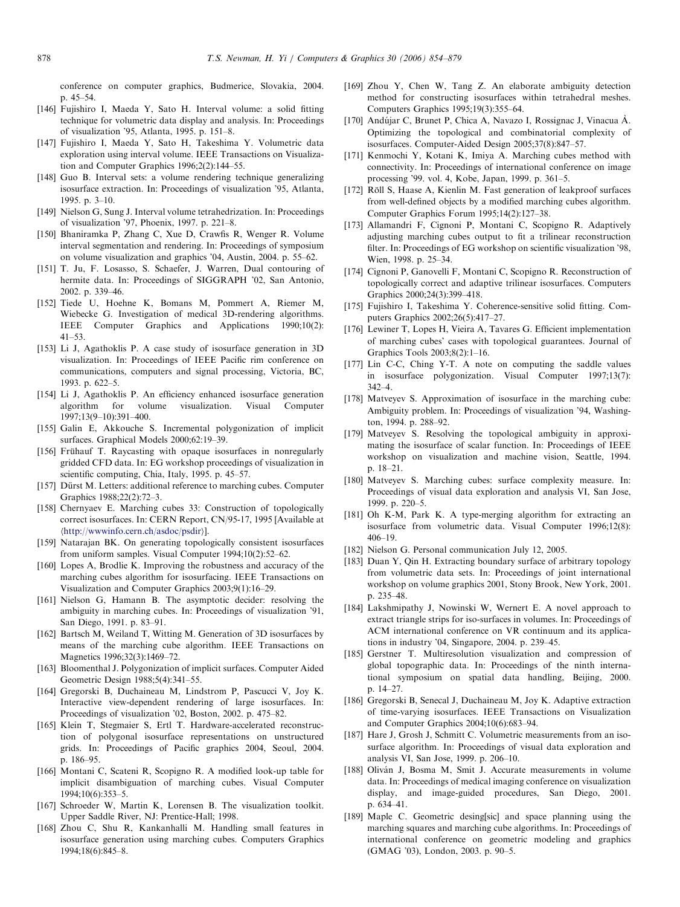conference on computer graphics, Budmerice, Slovakia, 2004. p. 45–54.

[146] Fujishiro I, Maeda Y, Sato H. Interval volume: a solid fitting technique for volumetric data display and analysis. In: Proceedings of visualization '95, Atlanta, 1995. p. 151–8.

[147] Fujishiro I, Maeda Y, Sato H, Takeshima Y. Volumetric data exploration using interval volume. IEEE Transactions on Visualization and Computer Graphics 1996;2(2):144–55.

[148] Guo B. Interval sets: a volume rendering technique generalizing isosurface extraction. In: Proceedings of visualization '95, Atlanta, 1995. p. 3–10.

[149] Nielson G, Sung J. Interval volume tetrahedrization. In: Proceedings of visualization '97, Phoenix, 1997. p. 221–8.

[150] Bhaniramka P, Zhang C, Xue D, Crawfis R, Wenger R. Volume interval segmentation and rendering. In: Proceedings of symposium on volume visualization and graphics '04, Austin, 2004. p. 55–62.

[151] T. Ju, F. Losasso, S. Schaefer, J. Warren, Dual contouring of hermite data. In: Proceedings of SIGGRAPH '02, San Antonio, 2002. p. 339–46.

[152] Tiede U, Hoehne K, Bomans M, Pommert A, Riemer M, Wiebecke G. Investigation of medical 3D-rendering algorithms. IEEE Computer Graphics and Applications 1990;10(2): 41–53.

[153] Li J, Agathoklis P. A case study of isosurface generation in 3D visualization. In: Proceedings of IEEE Pacific rim conference on communications, computers and signal processing, Victoria, BC, 1993. p. 622–5.

[154] Li J, Agathoklis P. An efficiency enhanced isosurface generation algorithm for volume visualization. Visual Computer 1997;13(9–10):391–400.

[155] Galin E, Akkouche S. Incremental polygonization of implicit surfaces. Graphical Models 2000;62:19–39.

[156] Frühauf T. Raycasting with opaque isosurfaces in nonregularly gridded CFD data. In: EG workshop proceedings of visualization in scientific computing, Chia, Italy, 1995. p. 45–57.

[157] Dürst M. Letters: additional reference to marching cubes. Computer Graphics 1988;22(2):72–3.

[158] Chernyaev E. Marching cubes 33: Construction of topologically correct isosurfaces. In: CERN Report, CN/95-17, 1995 [Available at ⟨http://wwwinfo.cern.ch/asdoc/psdir⟩].

[159] Natarajan BK. On generating topologically consistent isosurfaces from uniform samples. Visual Computer 1994;10(2):52–62.

[160] Lopes A, Brodlie K. Improving the robustness and accuracy of the marching cubes algorithm for isosurfacing. IEEE Transactions on Visualization and Computer Graphics 2003;9(1):16–29.

[161] Nielson G, Hamann B. The asymptotic decider: resolving the ambiguity in marching cubes. In: Proceedings of visualization '91, San Diego, 1991. p. 83–91.

[162] Bartsch M, Weiland T, Witting M. Generation of 3D isosurfaces by means of the marching cube algorithm. IEEE Transactions on Magnetics 1996;32(3):1469–72.

[163] Bloomenthal J. Polygonization of implicit surfaces. Computer Aided Geometric Design 1988;5(4):341–55.

[164] Gregorski B, Duchaineau M, Lindstrom P, Pascucci V, Joy K. Interactive view-dependent rendering of large isosurfaces. In: Proceedings of visualization '02, Boston, 2002. p. 475–82.

[165] Klein T, Stegmaier S, Ertl T. Hardware-accelerated reconstruction of polygonal isosurface representations on unstructured grids. In: Proceedings of Pacific graphics 2004, Seoul, 2004. p. 186–95.

[166] Montani C, Scateni R, Scopigno R. A modified look-up table for implicit disambiguation of marching cubes. Visual Computer 1994;10(6):353–5.

[167] Schroeder W, Martin K, Lorensen B. The visualization toolkit. Upper Saddle River, NJ: Prentice-Hall; 1998.

[168] Zhou C, Shu R, Kankanhalli M. Handling small features in isosurface generation using marching cubes. Computers Graphics 1994;18(6):845–8.

[169] Zhou Y, Chen W, Tang Z. An elaborate ambiguity detection method for constructing isosurfaces within tetrahedral meshes. Computers Graphics 1995;19(3):355–64.

[170] Andújar C, Brunet P, Chica A, Navazo I, Rossignac J, Vinacua À. Optimizing the topological and combinatorial complexity of isosurfaces. Computer-Aided Design 2005;37(8):847–57.

[171] Kenmochi Y, Kotani K, Imiya A. Marching cubes method with connectivity. In: Proceedings of international conference on image processing '99. vol. 4, Kobe, Japan, 1999. p. 361–5.

[172] Röll S, Haase A, Kienlin M. Fast generation of leakproof surfaces from well-defined objects by a modified marching cubes algorithm. Computer Graphics Forum 1995;14(2):127–38.

[173] Allamandri F, Cignoni P, Montani C, Scopigno R. Adaptively adjusting marching cubes output to fit a trilinear reconstruction filter. In: Proceedings of EG workshop on scientific visualization '98, Wien, 1998. p. 25–34.

[174] Cignoni P, Ganovelli F, Montani C, Scopigno R. Reconstruction of topologically correct and adaptive trilinear isosurfaces. Computers Graphics 2000;24(3):399–418.

[175] Fujishiro I, Takeshima Y. Coherence-sensitive solid fitting. Computers Graphics 2002;26(5):417–27.

[176] Lewiner T, Lopes H, Vieira A, Tavares G. Efficient implementation of marching cubes' cases with topological guarantees. Journal of Graphics Tools 2003;8(2):1–16.

[177] Lin C-C, Ching Y-T. A note on computing the saddle values in isosurface polygonization. Visual Computer 1997;13(7): 342–4.

[178] Matveyev S. Approximation of isosurface in the marching cube: Ambiguity problem. In: Proceedings of visualization '94, Washington, 1994. p. 288–92.

[179] Matveyev S. Resolving the topological ambiguity in approximating the isosurface of scalar function. In: Proceedings of IEEE workshop on visualization and machine vision, Seattle, 1994. p. 18–21.

[180] Matveyev S. Marching cubes: surface complexity measure. In: Proceedings of visual data exploration and analysis VI, San Jose, 1999. p. 220–5.

[181] Oh K-M, Park K. A type-merging algorithm for extracting an isosurface from volumetric data. Visual Computer 1996;12(8): 406–19.

[182] Nielson G. Personal communication July 12, 2005.

[183] Duan Y, Qin H. Extracting boundary surface of arbitrary topology from volumetric data sets. In: Proceedings of joint international workshop on volume graphics 2001, Stony Brook, New York, 2001. p. 235–48.

[184] Lakshmipathy J, Nowinski W, Wernert E. A novel approach to extract triangle strips for iso-surfaces in volumes. In: Proceedings of ACM international conference on VR continuum and its applications in industry '04, Singapore, 2004. p. 239–45.

[185] Gerstner T. Multiresolution visualization and compression of global topographic data. In: Proceedings of the ninth international symposium on spatial data handling, Beijing, 2000. p. 14–27.

[186] Gregorski B, Senecal J, Duchaineau M, Joy K. Adaptive extraction of time-varying isosurfaces. IEEE Transactions on Visualization and Computer Graphics 2004;10(6):683–94.

[187] Hare J, Grosh J, Schmitt C. Volumetric measurements from an isosurface algorithm. In: Proceedings of visual data exploration and analysis VI, San Jose, 1999. p. 206–10.

[188] Oliván J, Bosma M, Smit J. Accurate measurements in volume data. In: Proceedings of medical imaging conference on visualization display, and image-guided procedures, San Diego, 2001. p. 634–41.

[189] Maple C. Geometric desing[sic] and space planning using the marching squares and marching cube algorithms. In: Proceedings of international conference on geometric modeling and graphics (GMAG '03), London, 2003. p. 90–5.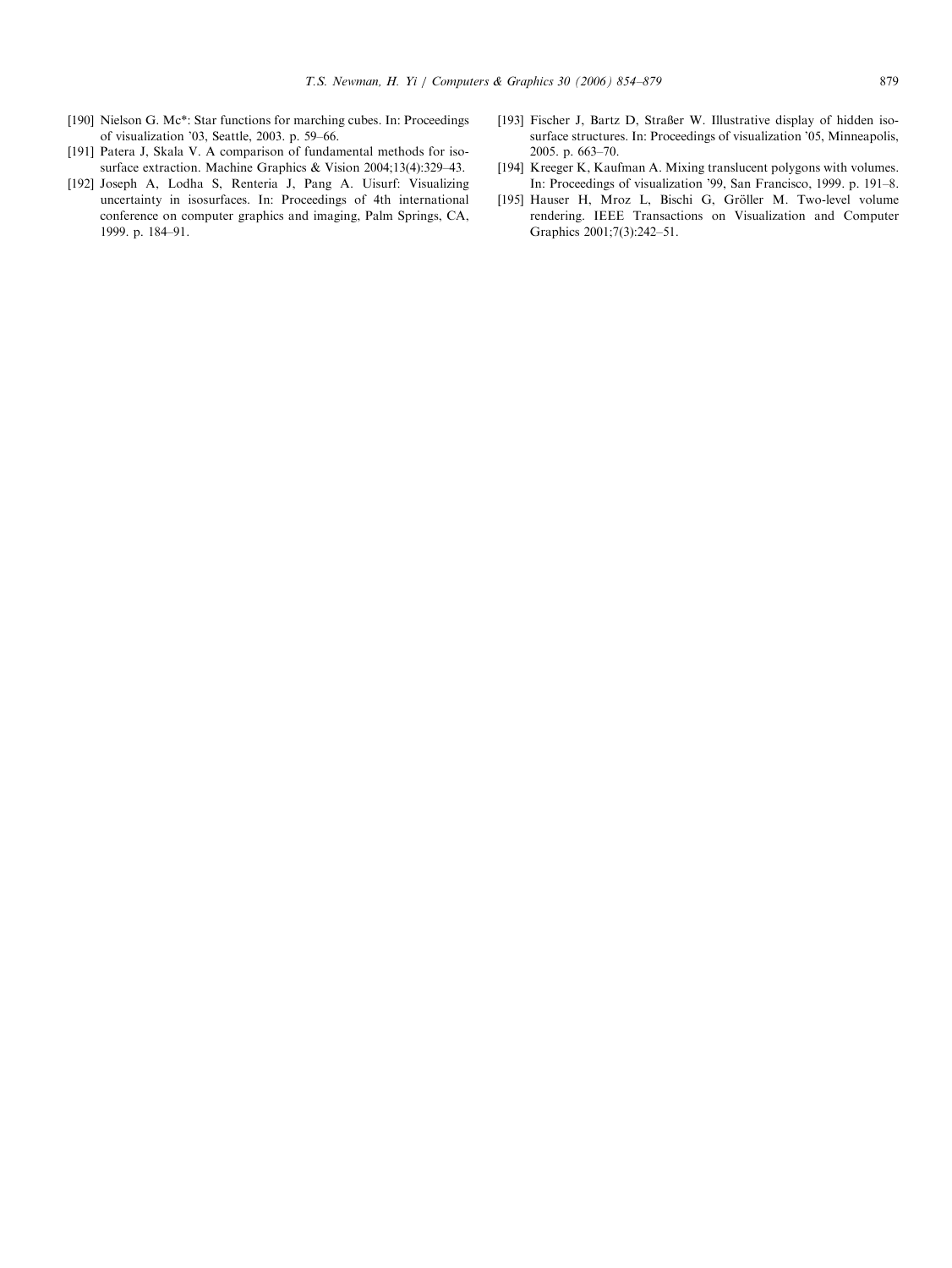[190] Nielson G. Mc*: Star functions for marching cubes. In: Proceedings of visualization '03, Seattle, 2003. p. 59–66.

[191] Patera J, Skala V. A comparison of fundamental methods for isosurface extraction. Machine Graphics & Vision 2004;13(4):329–43.

[192] Joseph A, Lodha S, Renteria J, Pang A. Uisurf: Visualizing uncertainty in isosurfaces. In: Proceedings of 4th international conference on computer graphics and imaging, Palm Springs, CA, 1999. p. 184–91.

[193] Fischer J, Bartz D, Straßer W. Illustrative display of hidden isosurface structures. In: Proceedings of visualization '05, Minneapolis, 2005. p. 663–70.

[194] Kreeger K, Kaufman A. Mixing translucent polygons with volumes. In: Proceedings of visualization '99, San Francisco, 1999. p. 191–8.

[195] Hauser H, Mroz L, Bischi G, Gröller M. Two-level volume rendering. IEEE Transactions on Visualization and Computer Graphics 2001;7(3):242–51.